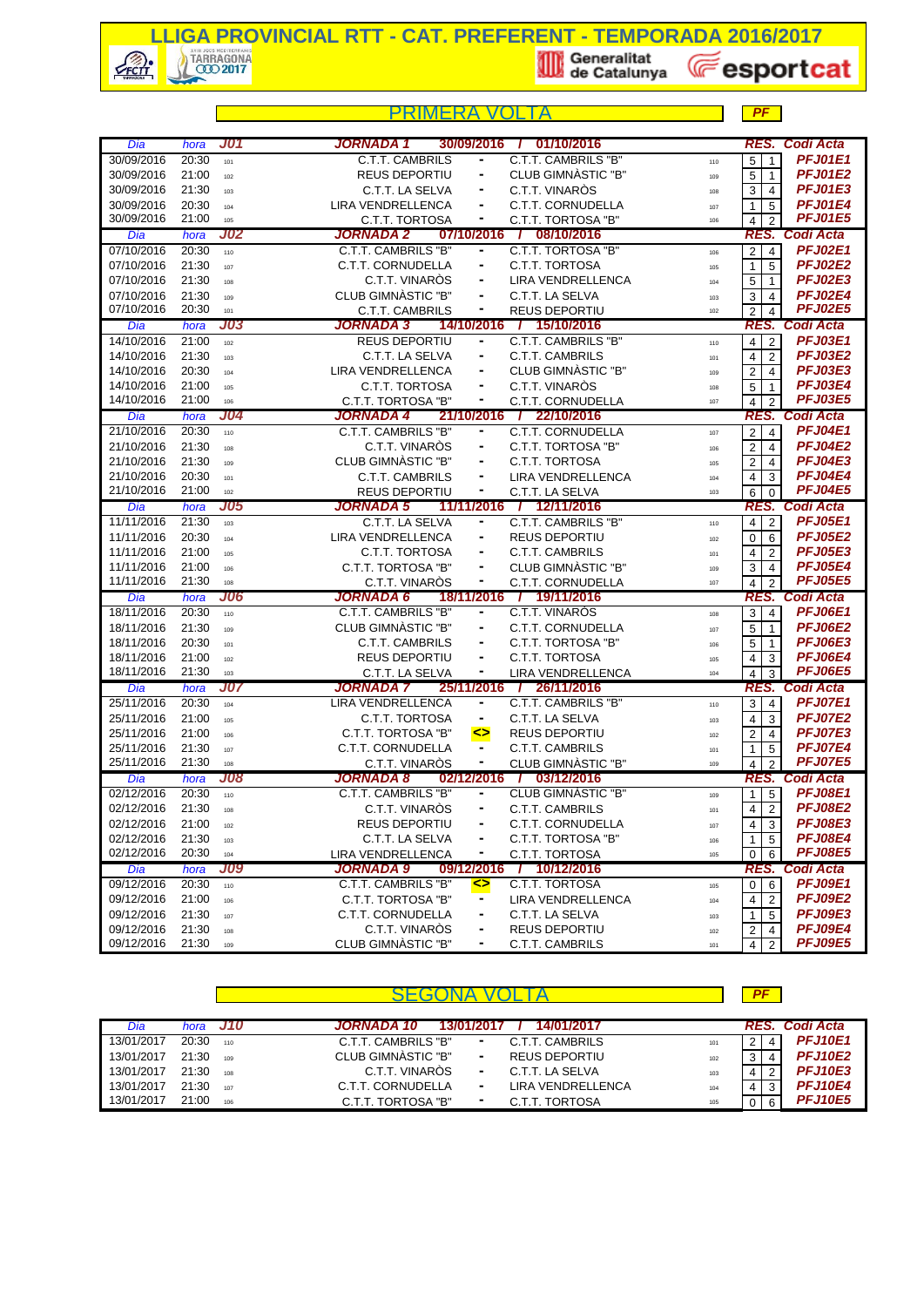# LLIGA PROVINCIAL RTT - CAT. PREFERENT - TEMPORADA 2016/2017

Generalitat de Catalunya — esportcat

## PRIMERA VOLTA

PF

| Dia | hora | J01 | JORNADA 1 30/09/2016 / 01/10/2016 | | | | RES. | | Codi Acta |
|---|---|---|---|---|---|---|---|---|---|
| 30/09/2016 | 20:30 | 101 | C.T.T. CAMBRILS | - | C.T.T. CAMBRILS "B" | 110 | 5 | 1 | PFJ01E1 |
| 30/09/2016 | 21:00 | 102 | REUS DEPORTIU | - | CLUB GIMNÀSTIC "B" | 109 | 5 | 1 | PFJ01E2 |
| 30/09/2016 | 21:30 | 103 | C.T.T. LA SELVA | - | C.T.T. VINARÒS | 108 | 3 | 4 | PFJ01E3 |
| 30/09/2016 | 20:30 | 104 | LIRA VENDRELLENCA | - | C.T.T. CORNUDELLA | 107 | 1 | 5 | PFJ01E4 |
| 30/09/2016 | 21:00 | 105 | C.T.T. TORTOSA | - | C.T.T. TORTOSA "B" | 106 | 4 | 2 | PFJ01E5 |
| **Dia** | **hora** | **J02** | **JORNADA 2 07/10/2016 / 08/10/2016** | | | | **RES.** | | **Codi Acta** |
| 07/10/2016 | 20:30 | 110 | C.T.T. CAMBRILS "B" | - | C.T.T. TORTOSA "B" | 106 | 2 | 4 | PFJ02E1 |
| 07/10/2016 | 21:30 | 107 | C.T.T. CORNUDELLA | - | C.T.T. TORTOSA | 105 | 1 | 5 | PFJ02E2 |
| 07/10/2016 | 21:30 | 108 | C.T.T. VINARÒS | - | LIRA VENDRELLENCA | 104 | 5 | 1 | PFJ02E3 |
| 07/10/2016 | 21:30 | 109 | CLUB GIMNÀSTIC "B" | - | C.T.T. LA SELVA | 103 | 3 | 4 | PFJ02E4 |
| 07/10/2016 | 20:30 | 101 | C.T.T. CAMBRILS | - | REUS DEPORTIU | 102 | 2 | 4 | PFJ02E5 |
| **Dia** | **hora** | **J03** | **JORNADA 3 14/10/2016 / 15/10/2016** | | | | **RES.** | | **Codi Acta** |
| 14/10/2016 | 21:00 | 102 | REUS DEPORTIU | - | C.T.T. CAMBRILS "B" | 110 | 4 | 2 | PFJ03E1 |
| 14/10/2016 | 21:30 | 103 | C.T.T. LA SELVA | - | C.T.T. CAMBRILS | 101 | 4 | 2 | PFJ03E2 |
| 14/10/2016 | 20:30 | 104 | LIRA VENDRELLENCA | - | CLUB GIMNÀSTIC "B" | 109 | 2 | 4 | PFJ03E3 |
| 14/10/2016 | 21:00 | 105 | C.T.T. TORTOSA | - | C.T.T. VINARÒS | 108 | 5 | 1 | PFJ03E4 |
| 14/10/2016 | 21:00 | 106 | C.T.T. TORTOSA "B" | - | C.T.T. CORNUDELLA | 107 | 4 | 2 | PFJ03E5 |
| **Dia** | **hora** | **J04** | **JORNADA 4 21/10/2016 / 22/10/2016** | | | | **RES.** | | **Codi Acta** |
| 21/10/2016 | 20:30 | 110 | C.T.T. CAMBRILS "B" | - | C.T.T. CORNUDELLA | 107 | 2 | 4 | PFJ04E1 |
| 21/10/2016 | 21:30 | 108 | C.T.T. VINARÒS | - | C.T.T. TORTOSA "B" | 106 | 2 | 4 | PFJ04E2 |
| 21/10/2016 | 21:30 | 109 | CLUB GIMNÀSTIC "B" | - | C.T.T. TORTOSA | 105 | 2 | 4 | PFJ04E3 |
| 21/10/2016 | 20:30 | 101 | C.T.T. CAMBRILS | - | LIRA VENDRELLENCA | 104 | 4 | 3 | PFJ04E4 |
| 21/10/2016 | 21:00 | 102 | REUS DEPORTIU | - | C.T.T. LA SELVA | 103 | 6 | 0 | PFJ04E5 |
| **Dia** | **hora** | **J05** | **JORNADA 5 11/11/2016 / 12/11/2016** | | | | **RES.** | | **Codi Acta** |
| 11/11/2016 | 21:30 | 103 | C.T.T. LA SELVA | - | C.T.T. CAMBRILS "B" | 110 | 4 | 2 | PFJ05E1 |
| 11/11/2016 | 20:30 | 104 | LIRA VENDRELLENCA | - | REUS DEPORTIU | 102 | 0 | 6 | PFJ05E2 |
| 11/11/2016 | 21:00 | 105 | C.T.T. TORTOSA | - | C.T.T. CAMBRILS | 101 | 4 | 2 | PFJ05E3 |
| 11/11/2016 | 21:00 | 106 | C.T.T. TORTOSA "B" | - | CLUB GIMNÀSTIC "B" | 109 | 3 | 4 | PFJ05E4 |
| 11/11/2016 | 21:30 | 108 | C.T.T. VINARÒS | - | C.T.T. CORNUDELLA | 107 | 4 | 2 | PFJ05E5 |
| **Dia** | **hora** | **J06** | **JORNADA 6 18/11/2016 / 19/11/2016** | | | | **RES.** | | **Codi Acta** |
| 18/11/2016 | 20:30 | 110 | C.T.T. CAMBRILS "B" | - | C.T.T. VINARÒS | 108 | 3 | 4 | PFJ06E1 |
| 18/11/2016 | 21:30 | 109 | CLUB GIMNÀSTIC "B" | - | C.T.T. CORNUDELLA | 107 | 5 | 1 | PFJ06E2 |
| 18/11/2016 | 20:30 | 101 | C.T.T. CAMBRILS | - | C.T.T. TORTOSA "B" | 106 | 5 | 1 | PFJ06E3 |
| 18/11/2016 | 21:00 | 102 | REUS DEPORTIU | - | C.T.T. TORTOSA | 105 | 4 | 3 | PFJ06E4 |
| 18/11/2016 | 21:30 | 103 | C.T.T. LA SELVA | - | LIRA VENDRELLENCA | 104 | 4 | 3 | PFJ06E5 |
| **Dia** | **hora** | **J07** | **JORNADA 7 25/11/2016 / 26/11/2016** | | | | **RES.** | | **Codi Acta** |
| 25/11/2016 | 20:30 | 104 | LIRA VENDRELLENCA | - | C.T.T. CAMBRILS "B" | 110 | 3 | 4 | PFJ07E1 |
| 25/11/2016 | 21:00 | 105 | C.T.T. TORTOSA | - | C.T.T. LA SELVA | 103 | 4 | 3 | PFJ07E2 |
| 25/11/2016 | 21:00 | 106 | C.T.T. TORTOSA "B" | <> | REUS DEPORTIU | 102 | 2 | 4 | PFJ07E3 |
| 25/11/2016 | 21:30 | 107 | C.T.T. CORNUDELLA | - | C.T.T. CAMBRILS | 101 | 1 | 5 | PFJ07E4 |
| 25/11/2016 | 21:30 | 108 | C.T.T. VINARÒS | - | CLUB GIMNÀSTIC "B" | 109 | 4 | 2 | PFJ07E5 |
| **Dia** | **hora** | **J08** | **JORNADA 8 02/12/2016 / 03/12/2016** | | | | **RES.** | | **Codi Acta** |
| 02/12/2016 | 20:30 | 110 | C.T.T. CAMBRILS "B" | - | CLUB GIMNÀSTIC "B" | 109 | 1 | 5 | PFJ08E1 |
| 02/12/2016 | 21:30 | 108 | C.T.T. VINARÒS | - | C.T.T. CAMBRILS | 101 | 4 | 2 | PFJ08E2 |
| 02/12/2016 | 21:00 | 102 | REUS DEPORTIU | - | C.T.T. CORNUDELLA | 107 | 4 | 3 | PFJ08E3 |
| 02/12/2016 | 21:30 | 103 | C.T.T. LA SELVA | - | C.T.T. TORTOSA "B" | 106 | 1 | 5 | PFJ08E4 |
| 02/12/2016 | 20:30 | 104 | LIRA VENDRELLENCA | - | C.T.T. TORTOSA | 105 | 0 | 6 | PFJ08E5 |
| **Dia** | **hora** | **J09** | **JORNADA 9 09/12/2016 / 10/12/2016** | | | | **RES.** | | **Codi Acta** |
| 09/12/2016 | 20:30 | 110 | C.T.T. CAMBRILS "B" | <> | C.T.T. TORTOSA | 105 | 0 | 6 | PFJ09E1 |
| 09/12/2016 | 21:00 | 106 | C.T.T. TORTOSA "B" | - | LIRA VENDRELLENCA | 104 | 4 | 2 | PFJ09E2 |
| 09/12/2016 | 21:30 | 107 | C.T.T. CORNUDELLA | - | C.T.T. LA SELVA | 103 | 1 | 5 | PFJ09E3 |
| 09/12/2016 | 21:30 | 108 | C.T.T. VINARÒS | - | REUS DEPORTIU | 102 | 2 | 4 | PFJ09E4 |
| 09/12/2016 | 21:30 | 109 | CLUB GIMNÀSTIC "B" | - | C.T.T. CAMBRILS | 101 | 4 | 2 | PFJ09E5 |

## SEGONA VOLTA

PF

| Dia | hora | J10 | JORNADA 10 13/01/2017 / 14/01/2017 | | | | RES. | | Codi Acta |
|---|---|---|---|---|---|---|---|---|---|
| 13/01/2017 | 20:30 | 110 | C.T.T. CAMBRILS "B" | - | C.T.T. CAMBRILS | 101 | 2 | 4 | PFJ10E1 |
| 13/01/2017 | 21:30 | 109 | CLUB GIMNÀSTIC "B" | - | REUS DEPORTIU | 102 | 3 | 4 | PFJ10E2 |
| 13/01/2017 | 21:30 | 108 | C.T.T. VINARÒS | - | C.T.T. LA SELVA | 103 | 4 | 2 | PFJ10E3 |
| 13/01/2017 | 21:30 | 107 | C.T.T. CORNUDELLA | - | LIRA VENDRELLENCA | 104 | 4 | 3 | PFJ10E4 |
| 13/01/2017 | 21:00 | 106 | C.T.T. TORTOSA "B" | - | C.T.T. TORTOSA | 105 | 0 | 6 | PFJ10E5 |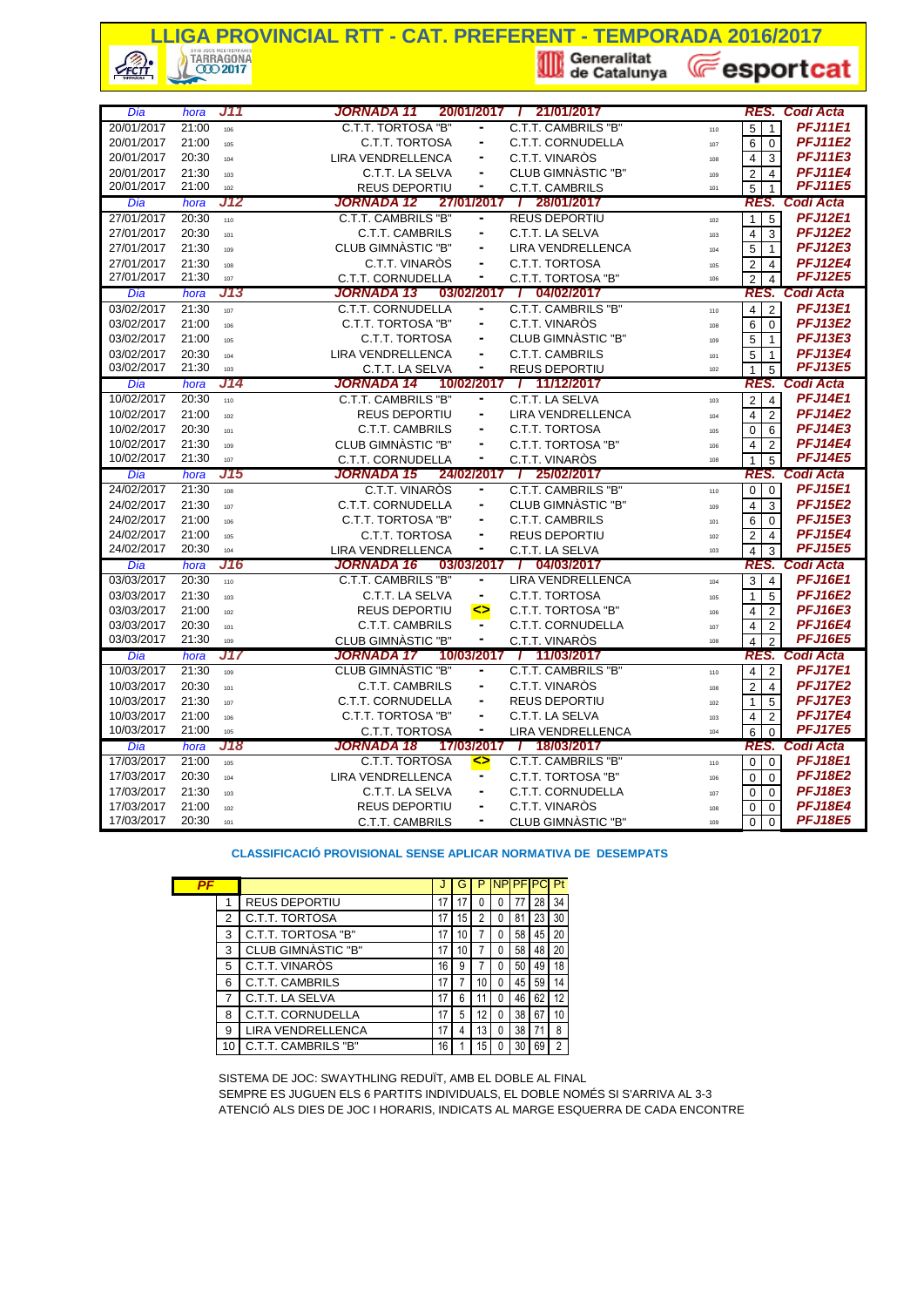# LLIGA PROVINCIAL RTT - CAT. PREFERENT - TEMPORADA 2016/2017

| Dia | hora | J11 | JORNADA 11 | 20/01/2017 / 21/01/2017 | | | RES. | | Codi Acta |
|---|---|---|---|---|---|---|---|---|---|
| 20/01/2017 | 21:00 | 106 | C.T.T. TORTOSA "B" | - | C.T.T. CAMBRILS "B" | 110 | 5 | 1 | PFJ11E1 |
| 20/01/2017 | 21:00 | 105 | C.T.T. TORTOSA | - | C.T.T. CORNUDELLA | 107 | 6 | 0 | PFJ11E2 |
| 20/01/2017 | 20:30 | 104 | LIRA VENDRELLENCA | - | C.T.T. VINARÒS | 108 | 4 | 3 | PFJ11E3 |
| 20/01/2017 | 21:30 | 103 | C.T.T. LA SELVA | - | CLUB GIMNÀSTIC "B" | 109 | 2 | 4 | PFJ11E4 |
| 20/01/2017 | 21:00 | 102 | REUS DEPORTIU | - | C.T.T. CAMBRILS | 101 | 5 | 1 | PFJ11E5 |
| **Dia** | **hora** | **J12** | **JORNADA 12** | **27/01/2017 / 28/01/2017** | | | **RES.** | | **Codi Acta** |
| 27/01/2017 | 20:30 | 110 | C.T.T. CAMBRILS "B" | - | REUS DEPORTIU | 102 | 1 | 5 | PFJ12E1 |
| 27/01/2017 | 20:30 | 101 | C.T.T. CAMBRILS | - | C.T.T. LA SELVA | 103 | 4 | 3 | PFJ12E2 |
| 27/01/2017 | 21:30 | 109 | CLUB GIMNÀSTIC "B" | - | LIRA VENDRELLENCA | 104 | 5 | 1 | PFJ12E3 |
| 27/01/2017 | 21:30 | 108 | C.T.T. VINARÒS | - | C.T.T. TORTOSA | 105 | 2 | 4 | PFJ12E4 |
| 27/01/2017 | 21:30 | 107 | C.T.T. CORNUDELLA | - | C.T.T. TORTOSA "B" | 106 | 2 | 4 | PFJ12E5 |
| **Dia** | **hora** | **J13** | **JORNADA 13** | **03/02/2017 / 04/02/2017** | | | **RES.** | | **Codi Acta** |
| 03/02/2017 | 21:30 | 107 | C.T.T. CORNUDELLA | - | C.T.T. CAMBRILS "B" | 110 | 4 | 2 | PFJ13E1 |
| 03/02/2017 | 21:00 | 106 | C.T.T. TORTOSA "B" | - | C.T.T. VINARÒS | 108 | 6 | 0 | PFJ13E2 |
| 03/02/2017 | 21:00 | 105 | C.T.T. TORTOSA | - | CLUB GIMNÀSTIC "B" | 109 | 5 | 1 | PFJ13E3 |
| 03/02/2017 | 20:30 | 104 | LIRA VENDRELLENCA | - | C.T.T. CAMBRILS | 101 | 5 | 1 | PFJ13E4 |
| 03/02/2017 | 21:30 | 103 | C.T.T. LA SELVA | - | REUS DEPORTIU | 102 | 1 | 5 | PFJ13E5 |
| **Dia** | **hora** | **J14** | **JORNADA 14** | **10/02/2017 / 11/12/2017** | | | **RES.** | | **Codi Acta** |
| 10/02/2017 | 20:30 | 110 | C.T.T. CAMBRILS "B" | - | C.T.T. LA SELVA | 103 | 2 | 4 | PFJ14E1 |
| 10/02/2017 | 21:00 | 102 | REUS DEPORTIU | - | LIRA VENDRELLENCA | 104 | 4 | 2 | PFJ14E2 |
| 10/02/2017 | 20:30 | 101 | C.T.T. CAMBRILS | - | C.T.T. TORTOSA | 105 | 0 | 6 | PFJ14E3 |
| 10/02/2017 | 21:30 | 109 | CLUB GIMNÀSTIC "B" | - | C.T.T. TORTOSA "B" | 106 | 4 | 2 | PFJ14E4 |
| 10/02/2017 | 21:30 | 107 | C.T.T. CORNUDELLA | - | C.T.T. VINARÒS | 108 | 1 | 5 | PFJ14E5 |
| **Dia** | **hora** | **J15** | **JORNADA 15** | **24/02/2017 / 25/02/2017** | | | **RES.** | | **Codi Acta** |
| 24/02/2017 | 21:30 | 108 | C.T.T. VINARÒS | - | C.T.T. CAMBRILS "B" | 110 | 0 | 0 | PFJ15E1 |
| 24/02/2017 | 21:30 | 107 | C.T.T. CORNUDELLA | - | CLUB GIMNÀSTIC "B" | 109 | 4 | 3 | PFJ15E2 |
| 24/02/2017 | 21:00 | 106 | C.T.T. TORTOSA "B" | - | C.T.T. CAMBRILS | 101 | 6 | 0 | PFJ15E3 |
| 24/02/2017 | 21:00 | 105 | C.T.T. TORTOSA | - | REUS DEPORTIU | 102 | 2 | 4 | PFJ15E4 |
| 24/02/2017 | 20:30 | 104 | LIRA VENDRELLENCA | - | C.T.T. LA SELVA | 103 | 4 | 3 | PFJ15E5 |
| **Dia** | **hora** | **J16** | **JORNADA 16** | **03/03/2017 / 04/03/2017** | | | **RES.** | | **Codi Acta** |
| 03/03/2017 | 20:30 | 110 | C.T.T. CAMBRILS "B" | - | LIRA VENDRELLENCA | 104 | 3 | 4 | PFJ16E1 |
| 03/03/2017 | 21:30 | 103 | C.T.T. LA SELVA | - | C.T.T. TORTOSA | 105 | 1 | 5 | PFJ16E2 |
| 03/03/2017 | 21:00 | 102 | REUS DEPORTIU | <> | C.T.T. TORTOSA "B" | 106 | 4 | 2 | PFJ16E3 |
| 03/03/2017 | 20:30 | 101 | C.T.T. CAMBRILS | - | C.T.T. CORNUDELLA | 107 | 4 | 2 | PFJ16E4 |
| 03/03/2017 | 21:30 | 109 | CLUB GIMNÀSTIC "B" | - | C.T.T. VINARÒS | 108 | 4 | 2 | PFJ16E5 |
| **Dia** | **hora** | **J17** | **JORNADA 17** | **10/03/2017 / 11/03/2017** | | | **RES.** | | **Codi Acta** |
| 10/03/2017 | 21:30 | 109 | CLUB GIMNÀSTIC "B" | - | C.T.T. CAMBRILS "B" | 110 | 4 | 2 | PFJ17E1 |
| 10/03/2017 | 20:30 | 101 | C.T.T. CAMBRILS | - | C.T.T. VINARÒS | 108 | 2 | 4 | PFJ17E2 |
| 10/03/2017 | 21:30 | 107 | C.T.T. CORNUDELLA | - | REUS DEPORTIU | 102 | 1 | 5 | PFJ17E3 |
| 10/03/2017 | 21:00 | 106 | C.T.T. TORTOSA "B" | - | C.T.T. LA SELVA | 103 | 4 | 2 | PFJ17E4 |
| 10/03/2017 | 21:00 | 105 | C.T.T. TORTOSA | - | LIRA VENDRELLENCA | 104 | 6 | 0 | PFJ17E5 |
| **Dia** | **hora** | **J18** | **JORNADA 18** | **17/03/2017 / 18/03/2017** | | | **RES.** | | **Codi Acta** |
| 17/03/2017 | 21:00 | 105 | C.T.T. TORTOSA | <> | C.T.T. CAMBRILS "B" | 110 | 0 | 0 | PFJ18E1 |
| 17/03/2017 | 20:30 | 104 | LIRA VENDRELLENCA | - | C.T.T. TORTOSA "B" | 106 | 0 | 0 | PFJ18E2 |
| 17/03/2017 | 21:30 | 103 | C.T.T. LA SELVA | - | C.T.T. CORNUDELLA | 107 | 0 | 0 | PFJ18E3 |
| 17/03/2017 | 21:00 | 102 | REUS DEPORTIU | - | C.T.T. VINARÒS | 108 | 0 | 0 | PFJ18E4 |
| 17/03/2017 | 20:30 | 101 | C.T.T. CAMBRILS | - | CLUB GIMNÀSTIC "B" | 109 | 0 | 0 | PFJ18E5 |

**CLASSIFICACIÓ PROVISIONAL SENSE APLICAR NORMATIVA DE DESEMPATS**

| PF | | J | G | P | NP | PF | PC | Pt |
|---|---|---|---|---|---|---|---|---|
| 1 | REUS DEPORTIU | 17 | 17 | 0 | 0 | 77 | 28 | 34 |
| 2 | C.T.T. TORTOSA | 17 | 15 | 2 | 0 | 81 | 23 | 30 |
| 3 | C.T.T. TORTOSA "B" | 17 | 10 | 7 | 0 | 58 | 45 | 20 |
| 3 | CLUB GIMNÀSTIC "B" | 17 | 10 | 7 | 0 | 58 | 48 | 20 |
| 5 | C.T.T. VINARÒS | 16 | 9 | 7 | 0 | 50 | 49 | 18 |
| 6 | C.T.T. CAMBRILS | 17 | 7 | 10 | 0 | 45 | 59 | 14 |
| 7 | C.T.T. LA SELVA | 17 | 6 | 11 | 0 | 46 | 62 | 12 |
| 8 | C.T.T. CORNUDELLA | 17 | 5 | 12 | 0 | 38 | 67 | 10 |
| 9 | LIRA VENDRELLENCA | 17 | 4 | 13 | 0 | 38 | 71 | 8 |
| 10 | C.T.T. CAMBRILS "B" | 16 | 1 | 15 | 0 | 30 | 69 | 2 |

SISTEMA DE JOC: SWAYTHLING REDUÏT, AMB EL DOBLE AL FINAL
SEMPRE ES JUGUEN ELS 6 PARTITS INDIVIDUALS, EL DOBLE NOMÉS SI S'ARRIVA AL 3-3
ATENCIÓ ALS DIES DE JOC I HORARIS, INDICATS AL MARGE ESQUERRA DE CADA ENCONTRE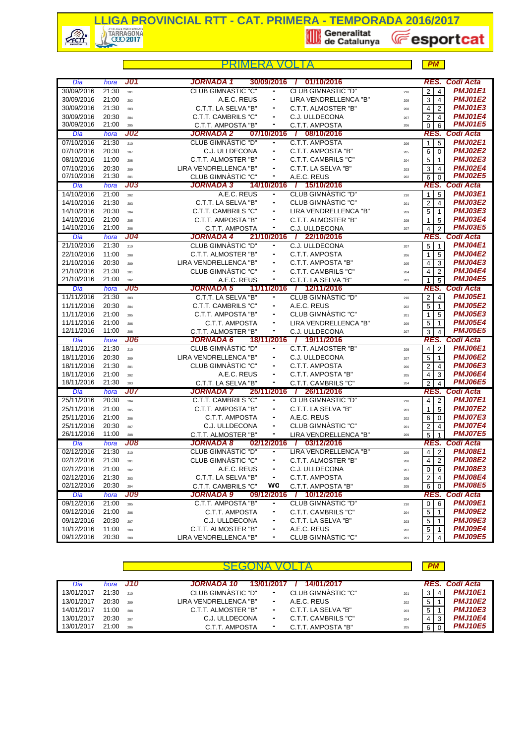# LLIGA PROVINCIAL RTT - CAT. PRIMERA - TEMPORADA 2016/2017

Generalitat de Catalunya · esportcat

## PRIMERA VOLTA

**PM**

| Dia | hora | J01 | JORNADA 1 | 30/09/2016 / 01/10/2016 | | | RES. | | Codi Acta |
|---|---|---|---|---|---|---|---|---|---|
| 30/09/2016 | 21:30 | 201 | CLUB GIMNÀSTIC "C" | - | CLUB GIMNÀSTIC "D" | 210 | 2 | 4 | PMJ01E1 |
| 30/09/2016 | 21:00 | 202 | A.E.C. REUS | - | LIRA VENDRELLENCA "B" | 209 | 3 | 4 | PMJ01E2 |
| 30/09/2016 | 21:30 | 203 | C.T.T. LA SELVA "B" | - | C.T.T. ALMOSTER "B" | 208 | 4 | 2 | PMJ01E3 |
| 30/09/2016 | 20:30 | 204 | C.T.T. CAMBRILS "C" | - | C.J. ULLDECONA | 207 | 2 | 4 | PMJ01E4 |
| 30/09/2016 | 21:00 | 205 | C.T.T. AMPOSTA "B" | - | C.T.T. AMPOSTA | 206 | 0 | 6 | PMJ01E5 |
| **Dia** | **hora** | **J02** | **JORNADA 2** | **07/10/2016 / 08/10/2016** | | | **RES.** | | **Codi Acta** |
| 07/10/2016 | 21:30 | 210 | CLUB GIMNÀSTIC "D" | - | C.T.T. AMPOSTA | 206 | 1 | 5 | PMJ02E1 |
| 07/10/2016 | 20:30 | 207 | C.J. ULLDECONA | - | C.T.T. AMPOSTA "B" | 205 | 6 | 0 | PMJ02E2 |
| 08/10/2016 | 11:00 | 208 | C.T.T. ALMOSTER "B" | - | C.T.T. CAMBRILS "C" | 204 | 5 | 1 | PMJ02E3 |
| 07/10/2016 | 20:30 | 209 | LIRA VENDRELLENCA "B" | - | C.T.T. LA SELVA "B" | 203 | 3 | 4 | PMJ02E4 |
| 07/10/2016 | 21:30 | 201 | CLUB GIMNÀSTIC "C" | - | A.E.C. REUS | 202 | 6 | 0 | PMJ02E5 |
| **Dia** | **hora** | **J03** | **JORNADA 3** | **14/10/2016 / 15/10/2016** | | | **RES.** | | **Codi Acta** |
| 14/10/2016 | 21:00 | 202 | A.E.C. REUS | - | CLUB GIMNÀSTIC "D" | 210 | 1 | 5 | PMJ03E1 |
| 14/10/2016 | 21:30 | 203 | C.T.T. LA SELVA "B" | - | CLUB GIMNÀSTIC "C" | 201 | 2 | 4 | PMJ03E2 |
| 14/10/2016 | 20:30 | 204 | C.T.T. CAMBRILS "C" | - | LIRA VENDRELLENCA "B" | 209 | 5 | 1 | PMJ03E3 |
| 14/10/2016 | 21:00 | 205 | C.T.T. AMPOSTA "B" | - | C.T.T. ALMOSTER "B" | 208 | 1 | 5 | PMJ03E4 |
| 14/10/2016 | 21:00 | 206 | C.T.T. AMPOSTA | - | C.J. ULLDECONA | 207 | 4 | 2 | PMJ03E5 |
| **Dia** | **hora** | **J04** | **JORNADA 4** | **21/10/2016 / 22/10/2016** | | | **RES.** | | **Codi Acta** |
| 21/10/2016 | 21:30 | 210 | CLUB GIMNÀSTIC "D" | - | C.J. ULLDECONA | 207 | 5 | 1 | PMJ04E1 |
| 22/10/2016 | 11:00 | 208 | C.T.T. ALMOSTER "B" | - | C.T.T. AMPOSTA | 206 | 1 | 5 | PMJ04E2 |
| 21/10/2016 | 20:30 | 209 | LIRA VENDRELLENCA "B" | - | C.T.T. AMPOSTA "B" | 205 | 4 | 3 | PMJ04E3 |
| 21/10/2016 | 21:30 | 201 | CLUB GIMNÀSTIC "C" | - | C.T.T. CAMBRILS "C" | 204 | 4 | 2 | PMJ04E4 |
| 21/10/2016 | 21:00 | 202 | A.E.C. REUS | - | C.T.T. LA SELVA "B" | 203 | 1 | 5 | PMJ04E5 |
| **Dia** | **hora** | **J05** | **JORNADA 5** | **11/11/2016 / 12/11/2016** | | | **RES.** | | **Codi Acta** |
| 11/11/2016 | 21:30 | 203 | C.T.T. LA SELVA "B" | - | CLUB GIMNÀSTIC "D" | 210 | 2 | 4 | PMJ05E1 |
| 11/11/2016 | 20:30 | 204 | C.T.T. CAMBRILS "C" | - | A.E.C. REUS | 202 | 5 | 1 | PMJ05E2 |
| 11/11/2016 | 21:00 | 205 | C.T.T. AMPOSTA "B" | - | CLUB GIMNÀSTIC "C" | 201 | 1 | 5 | PMJ05E3 |
| 11/11/2016 | 21:00 | 206 | C.T.T. AMPOSTA | - | LIRA VENDRELLENCA "B" | 209 | 5 | 1 | PMJ05E4 |
| 12/11/2016 | 11:00 | 208 | C.T.T. ALMOSTER "B" | - | C.J. ULLDECONA | 207 | 3 | 4 | PMJ05E5 |
| **Dia** | **hora** | **J06** | **JORNADA 6** | **18/11/2016 / 19/11/2016** | | | **RES.** | | **Codi Acta** |
| 18/11/2016 | 21:30 | 210 | CLUB GIMNÀSTIC "D" | - | C.T.T. ALMOSTER "B" | 208 | 4 | 2 | PMJ06E1 |
| 18/11/2016 | 20:30 | 209 | LIRA VENDRELLENCA "B" | - | C.J. ULLDECONA | 207 | 5 | 1 | PMJ06E2 |
| 18/11/2016 | 21:30 | 201 | CLUB GIMNÀSTIC "C" | - | C.T.T. AMPOSTA | 206 | 2 | 4 | PMJ06E3 |
| 18/11/2016 | 21:00 | 202 | A.E.C. REUS | - | C.T.T. AMPOSTA "B" | 205 | 4 | 3 | PMJ06E4 |
| 18/11/2016 | 21:30 | 203 | C.T.T. LA SELVA "B" | - | C.T.T. CAMBRILS "C" | 204 | 2 | 4 | PMJ06E5 |
| **Dia** | **hora** | **J07** | **JORNADA 7** | **25/11/2016 / 26/11/2016** | | | **RES.** | | **Codi Acta** |
| 25/11/2016 | 20:30 | 204 | C.T.T. CAMBRILS "C" | - | CLUB GIMNÀSTIC "D" | 210 | 4 | 2 | PMJ07E1 |
| 25/11/2016 | 21:00 | 205 | C.T.T. AMPOSTA "B" | - | C.T.T. LA SELVA "B" | 203 | 1 | 5 | PMJ07E2 |
| 25/11/2016 | 21:00 | 206 | C.T.T. AMPOSTA | - | A.E.C. REUS | 202 | 6 | 0 | PMJ07E3 |
| 25/11/2016 | 20:30 | 207 | C.J. ULLDECONA | - | CLUB GIMNÀSTIC "C" | 201 | 2 | 4 | PMJ07E4 |
| 26/11/2016 | 11:00 | 208 | C.T.T. ALMOSTER "B" | - | LIRA VENDRELLENCA "B" | 209 | 5 | 1 | PMJ07E5 |
| **Dia** | **hora** | **J08** | **JORNADA 8** | **02/12/2016 / 03/12/2016** | | | **RES.** | | **Codi Acta** |
| 02/12/2016 | 21:30 | 210 | CLUB GIMNÀSTIC "D" | - | LIRA VENDRELLENCA "B" | 209 | 4 | 2 | PMJ08E1 |
| 02/12/2016 | 21:30 | 201 | CLUB GIMNÀSTIC "C" | - | C.T.T. ALMOSTER "B" | 208 | 4 | 2 | PMJ08E2 |
| 02/12/2016 | 21:00 | 202 | A.E.C. REUS | - | C.J. ULLDECONA | 207 | 0 | 6 | PMJ08E3 |
| 02/12/2016 | 21:30 | 203 | C.T.T. LA SELVA "B" | - | C.T.T. AMPOSTA | 206 | 2 | 4 | PMJ08E4 |
| 02/12/2016 | 20:30 | 204 | C.T.T. CAMBRILS "C" | WO | C.T.T. AMPOSTA "B" | 205 | 6 | 0 | PMJ08E5 |
| **Dia** | **hora** | **J09** | **JORNADA 9** | **09/12/2016 / 10/12/2016** | | | **RES.** | | **Codi Acta** |
| 09/12/2016 | 21:00 | 205 | C.T.T. AMPOSTA "B" | - | CLUB GIMNÀSTIC "D" | 210 | 0 | 6 | PMJ09E1 |
| 09/12/2016 | 21:00 | 206 | C.T.T. AMPOSTA | - | C.T.T. CAMBRILS "C" | 204 | 5 | 1 | PMJ09E2 |
| 09/12/2016 | 20:30 | 207 | C.J. ULLDECONA | - | C.T.T. LA SELVA "B" | 203 | 5 | 1 | PMJ09E3 |
| 10/12/2016 | 11:00 | 208 | C.T.T. ALMOSTER "B" | - | A.E.C. REUS | 202 | 5 | 1 | PMJ09E4 |
| 09/12/2016 | 20:30 | 209 | LIRA VENDRELLENCA "B" | - | CLUB GIMNÀSTIC "C" | 201 | 2 | 4 | PMJ09E5 |

## SEGONA VOLTA

**PM**

| Dia | hora | J10 | JORNADA 10 | 13/01/2017 / 14/01/2017 | | | RES. | | Codi Acta |
|---|---|---|---|---|---|---|---|---|---|
| 13/01/2017 | 21:30 | 210 | CLUB GIMNÀSTIC "D" | - | CLUB GIMNÀSTIC "C" | 201 | 3 | 4 | PMJ10E1 |
| 13/01/2017 | 20:30 | 209 | LIRA VENDRELLENCA "B" | - | A.E.C. REUS | 202 | 5 | 1 | PMJ10E2 |
| 14/01/2017 | 11:00 | 208 | C.T.T. ALMOSTER "B" | - | C.T.T. LA SELVA "B" | 203 | 5 | 1 | PMJ10E3 |
| 13/01/2017 | 20:30 | 207 | C.J. ULLDECONA | - | C.T.T. CAMBRILS "C" | 204 | 4 | 3 | PMJ10E4 |
| 13/01/2017 | 21:00 | 206 | C.T.T. AMPOSTA | - | C.T.T. AMPOSTA "B" | 205 | 6 | 0 | PMJ10E5 |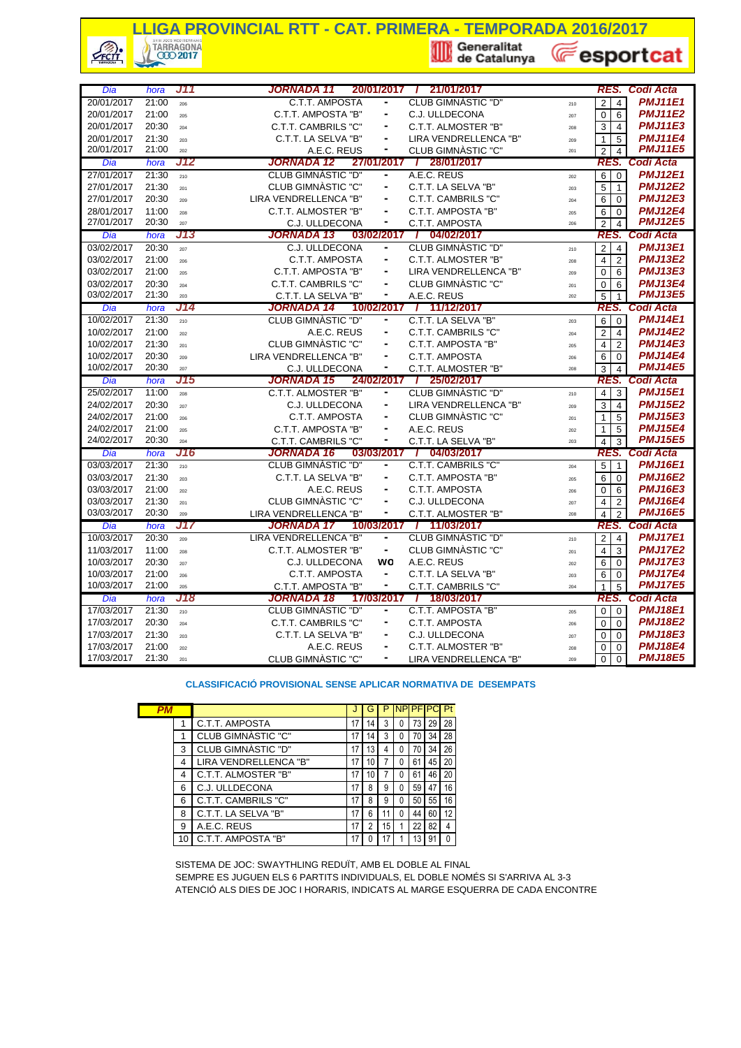# LLIGA PROVINCIAL RTT - CAT. PRIMERA - TEMPORADA 2016/2017

| Dia | hora | J11 | JORNADA 11 | 20/01/2017 / 21/01/2017 | | | RES. | | Codi Acta |
|---|---|---|---|---|---|---|---|---|---|
| 20/01/2017 | 21:00 | 206 | C.T.T. AMPOSTA | - | CLUB GIMNÀSTIC "D" | 210 | 2 | 4 | PMJ11E1 |
| 20/01/2017 | 21:00 | 205 | C.T.T. AMPOSTA "B" | - | C.J. ULLDECONA | 207 | 0 | 6 | PMJ11E2 |
| 20/01/2017 | 20:30 | 204 | C.T.T. CAMBRILS "C" | - | C.T.T. ALMOSTER "B" | 208 | 3 | 4 | PMJ11E3 |
| 20/01/2017 | 21:30 | 203 | C.T.T. LA SELVA "B" | - | LIRA VENDRELLENCA "B" | 209 | 1 | 5 | PMJ11E4 |
| 20/01/2017 | 21:00 | 202 | A.E.C. REUS | - | CLUB GIMNÀSTIC "C" | 201 | 2 | 4 | PMJ11E5 |
| **Dia** | **hora** | **J12** | **JORNADA 12** | **27/01/2017 / 28/01/2017** | | | **RES.** | | **Codi Acta** |
| 27/01/2017 | 21:30 | 210 | CLUB GIMNÀSTIC "D" | - | A.E.C. REUS | 202 | 6 | 0 | PMJ12E1 |
| 27/01/2017 | 21:00 | 201 | CLUB GIMNÀSTIC "C" | - | C.T.T. LA SELVA "B" | 203 | 5 | 1 | PMJ12E2 |
| 27/01/2017 | 20:30 | 209 | LIRA VENDRELLENCA "B" | - | C.T.T. CAMBRILS "C" | 204 | 6 | 0 | PMJ12E3 |
| 28/01/2017 | 11:00 | 208 | C.T.T. ALMOSTER "B" | - | C.T.T. AMPOSTA "B" | 205 | 6 | 0 | PMJ12E4 |
| 27/01/2017 | 20:30 | 207 | C.J. ULLDECONA | - | C.T.T. AMPOSTA | 206 | 2 | 4 | PMJ12E5 |
| **Dia** | **hora** | **J13** | **JORNADA 13** | **03/02/2017 / 04/02/2017** | | | **RES.** | | **Codi Acta** |
| 03/02/2017 | 20:30 | 207 | C.J. ULLDECONA | - | CLUB GIMNÀSTIC "D" | 210 | 2 | 4 | PMJ13E1 |
| 03/02/2017 | 21:00 | 206 | C.T.T. AMPOSTA | - | C.T.T. ALMOSTER "B" | 208 | 4 | 2 | PMJ13E2 |
| 03/02/2017 | 21:00 | 205 | C.T.T. AMPOSTA "B" | - | LIRA VENDRELLENCA "B" | 209 | 0 | 6 | PMJ13E3 |
| 03/02/2017 | 20:30 | 204 | C.T.T. CAMBRILS "C" | - | CLUB GIMNÀSTIC "C" | 201 | 0 | 6 | PMJ13E4 |
| 03/02/2017 | 21:30 | 203 | C.T.T. LA SELVA "B" | - | A.E.C. REUS | 202 | 5 | 1 | PMJ13E5 |
| **Dia** | **hora** | **J14** | **JORNADA 14** | **10/02/2017 / 11/12/2017** | | | **RES.** | | **Codi Acta** |
| 10/02/2017 | 21:30 | 210 | CLUB GIMNÀSTIC "D" | - | C.T.T. LA SELVA "B" | 203 | 6 | 0 | PMJ14E1 |
| 10/02/2017 | 21:00 | 202 | A.E.C. REUS | - | C.T.T. CAMBRILS "C" | 204 | 2 | 4 | PMJ14E2 |
| 10/02/2017 | 21:30 | 201 | CLUB GIMNÀSTIC "C" | - | C.T.T. AMPOSTA "B" | 205 | 4 | 2 | PMJ14E3 |
| 10/02/2017 | 20:30 | 209 | LIRA VENDRELLENCA "B" | - | C.T.T. AMPOSTA | 206 | 6 | 0 | PMJ14E4 |
| 10/02/2017 | 20:30 | 207 | C.J. ULLDECONA | - | C.T.T. ALMOSTER "B" | 208 | 3 | 4 | PMJ14E5 |
| **Dia** | **hora** | **J15** | **JORNADA 15** | **24/02/2017 / 25/02/2017** | | | **RES.** | | **Codi Acta** |
| 25/02/2017 | 11:00 | 208 | C.T.T. ALMOSTER "B" | - | CLUB GIMNÀSTIC "D" | 210 | 4 | 3 | PMJ15E1 |
| 24/02/2017 | 20:30 | 207 | C.J. ULLDECONA | - | LIRA VENDRELLENCA "B" | 209 | 3 | 4 | PMJ15E2 |
| 24/02/2017 | 21:00 | 206 | C.T.T. AMPOSTA | - | CLUB GIMNÀSTIC "C" | 201 | 1 | 5 | PMJ15E3 |
| 24/02/2017 | 21:00 | 205 | C.T.T. AMPOSTA "B" | - | A.E.C. REUS | 202 | 1 | 5 | PMJ15E4 |
| 24/02/2017 | 20:30 | 204 | C.T.T. CAMBRILS "C" | - | C.T.T. LA SELVA "B" | 203 | 4 | 3 | PMJ15E5 |
| **Dia** | **hora** | **J16** | **JORNADA 16** | **03/03/2017 / 04/03/2017** | | | **RES.** | | **Codi Acta** |
| 03/03/2017 | 21:30 | 210 | CLUB GIMNÀSTIC "D" | - | C.T.T. CAMBRILS "C" | 204 | 5 | 1 | PMJ16E1 |
| 03/03/2017 | 21:30 | 203 | C.T.T. LA SELVA "B" | - | C.T.T. AMPOSTA "B" | 205 | 6 | 0 | PMJ16E2 |
| 03/03/2017 | 21:00 | 202 | A.E.C. REUS | - | C.T.T. AMPOSTA | 206 | 0 | 6 | PMJ16E3 |
| 03/03/2017 | 21:30 | 201 | CLUB GIMNÀSTIC "C" | - | C.J. ULLDECONA | 207 | 4 | 2 | PMJ16E4 |
| 03/03/2017 | 20:30 | 209 | LIRA VENDRELLENCA "B" | - | C.T.T. ALMOSTER "B" | 208 | 4 | 2 | PMJ16E5 |
| **Dia** | **hora** | **J17** | **JORNADA 17** | **10/03/2017 / 11/03/2017** | | | **RES.** | | **Codi Acta** |
| 10/03/2017 | 20:30 | 209 | LIRA VENDRELLENCA "B" | - | CLUB GIMNÀSTIC "D" | 210 | 2 | 4 | PMJ17E1 |
| 11/03/2017 | 11:00 | 208 | C.T.T. ALMOSTER "B" | - | CLUB GIMNÀSTIC "C" | 201 | 4 | 3 | PMJ17E2 |
| 10/03/2017 | 20:30 | 207 | C.J. ULLDECONA | WO | A.E.C. REUS | 202 | 6 | 0 | PMJ17E3 |
| 10/03/2017 | 21:00 | 206 | C.T.T. AMPOSTA | - | C.T.T. LA SELVA "B" | 203 | 6 | 0 | PMJ17E4 |
| 10/03/2017 | 21:00 | 205 | C.T.T. AMPOSTA "B" | - | C.T.T. CAMBRILS "C" | 204 | 1 | 5 | PMJ17E5 |
| **Dia** | **hora** | **J18** | **JORNADA 18** | **17/03/2017 / 18/03/2017** | | | **RES.** | | **Codi Acta** |
| 17/03/2017 | 21:30 | 210 | CLUB GIMNÀSTIC "D" | - | C.T.T. AMPOSTA "B" | 205 | 0 | 0 | PMJ18E1 |
| 17/03/2017 | 20:30 | 204 | C.T.T. CAMBRILS "C" | - | C.T.T. AMPOSTA | 206 | 0 | 0 | PMJ18E2 |
| 17/03/2017 | 21:30 | 203 | C.T.T. LA SELVA "B" | - | C.J. ULLDECONA | 207 | 0 | 0 | PMJ18E3 |
| 17/03/2017 | 21:00 | 202 | A.E.C. REUS | - | C.T.T. ALMOSTER "B" | 208 | 0 | 0 | PMJ18E4 |
| 17/03/2017 | 21:30 | 201 | CLUB GIMNÀSTIC "C" | - | LIRA VENDRELLENCA "B" | 209 | 0 | 0 | PMJ18E5 |

### CLASSIFICACIÓ PROVISIONAL SENSE APLICAR NORMATIVA DE DESEMPATS

| PM | | J | G | P | NP | PF | PC | Pt |
|---|---|---|---|---|---|---|---|---|
| 1 | C.T.T. AMPOSTA | 17 | 14 | 3 | 0 | 73 | 29 | 28 |
| 1 | CLUB GIMNÀSTIC "C" | 17 | 14 | 3 | 0 | 70 | 34 | 28 |
| 3 | CLUB GIMNÀSTIC "D" | 17 | 13 | 4 | 0 | 70 | 34 | 26 |
| 4 | LIRA VENDRELLENCA "B" | 17 | 10 | 7 | 0 | 61 | 45 | 20 |
| 4 | C.T.T. ALMOSTER "B" | 17 | 10 | 7 | 0 | 61 | 46 | 20 |
| 6 | C.J. ULLDECONA | 17 | 8 | 9 | 0 | 59 | 47 | 16 |
| 6 | C.T.T. CAMBRILS "C" | 17 | 8 | 9 | 0 | 50 | 55 | 16 |
| 8 | C.T.T. LA SELVA "B" | 17 | 6 | 11 | 0 | 44 | 60 | 12 |
| 9 | A.E.C. REUS | 17 | 2 | 15 | 1 | 22 | 82 | 4 |
| 10 | C.T.T. AMPOSTA "B" | 17 | 0 | 17 | 1 | 13 | 91 | 0 |

SISTEMA DE JOC: SWAYTHLING REDUÏT, AMB EL DOBLE AL FINAL
SEMPRE ES JUGUEN ELS 6 PARTITS INDIVIDUALS, EL DOBLE NOMÉS SI S'ARRIVA AL 3-3
ATENCIÓ ALS DIES DE JOC I HORARIS, INDICATS AL MARGE ESQUERRA DE CADA ENCONTRE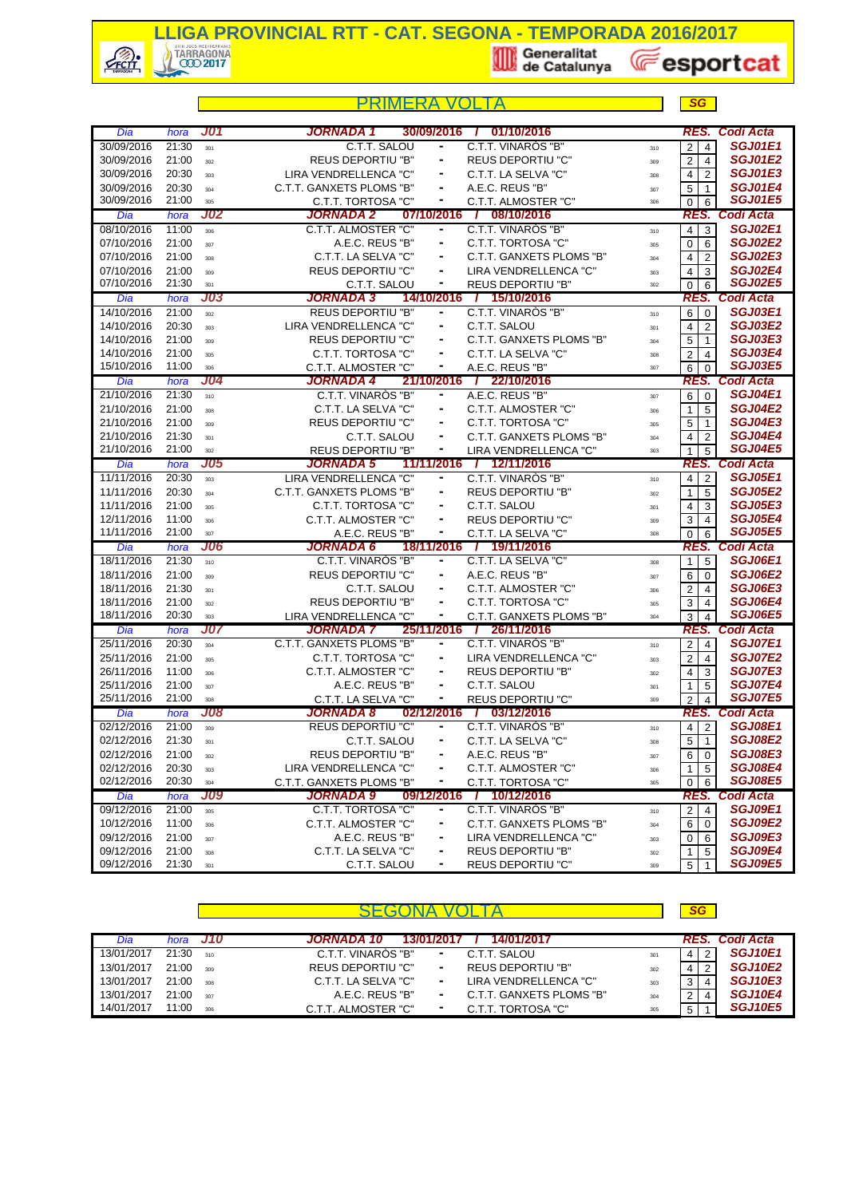# LLIGA PROVINCIAL RTT - CAT. SEGONA - TEMPORADA 2016/2017

## PRIMERA VOLTA

SG

| Dia | hora | J01 | JORNADA 1 30/09/2016 / 01/10/2016 | | | | RES. | | Codi Acta |
|---|---|---|---|---|---|---|---|---|---|
| 30/09/2016 | 21:30 | 301 | C.T.T. SALOU | - | C.T.T. VINARÒS "B" | 310 | 2 | 4 | SGJ01E1 |
| 30/09/2016 | 21:00 | 302 | REUS DEPORTIU "B" | - | REUS DEPORTIU "C" | 309 | 2 | 4 | SGJ01E2 |
| 30/09/2016 | 20:30 | 303 | LIRA VENDRELLENCA "C" | - | C.T.T. LA SELVA "C" | 308 | 4 | 2 | SGJ01E3 |
| 30/09/2016 | 20:30 | 304 | C.T.T. GANXETS PLOMS "B" | - | A.E.C. REUS "B" | 307 | 5 | 1 | SGJ01E4 |
| 30/09/2016 | 21:00 | 305 | C.T.T. TORTOSA "C" | - | C.T.T. ALMOSTER "C" | 306 | 0 | 6 | SGJ01E5 |
| **Dia** | **hora** | **J02** | **JORNADA 2 07/10/2016 / 08/10/2016** | | | | **RES.** | | **Codi Acta** |
| 08/10/2016 | 11:00 | 306 | C.T.T. ALMOSTER "C" | - | C.T.T. VINARÒS "B" | 310 | 4 | 3 | SGJ02E1 |
| 07/10/2016 | 21:00 | 307 | A.E.C. REUS "B" | - | C.T.T. TORTOSA "C" | 305 | 0 | 6 | SGJ02E2 |
| 07/10/2016 | 21:00 | 308 | C.T.T. LA SELVA "C" | - | C.T.T. GANXETS PLOMS "B" | 304 | 4 | 2 | SGJ02E3 |
| 07/10/2016 | 21:00 | 309 | REUS DEPORTIU "C" | - | LIRA VENDRELLENCA "C" | 303 | 4 | 3 | SGJ02E4 |
| 07/10/2016 | 21:30 | 301 | C.T.T. SALOU | - | REUS DEPORTIU "B" | 302 | 0 | 6 | SGJ02E5 |
| **Dia** | **hora** | **J03** | **JORNADA 3 14/10/2016 / 15/10/2016** | | | | **RES.** | | **Codi Acta** |
| 14/10/2016 | 21:00 | 302 | REUS DEPORTIU "B" | - | C.T.T. VINARÒS "B" | 310 | 6 | 0 | SGJ03E1 |
| 14/10/2016 | 20:30 | 303 | LIRA VENDRELLENCA "C" | - | C.T.T. SALOU | 301 | 4 | 2 | SGJ03E2 |
| 14/10/2016 | 21:00 | 309 | REUS DEPORTIU "C" | - | C.T.T. GANXETS PLOMS "B" | 304 | 5 | 1 | SGJ03E3 |
| 14/10/2016 | 21:00 | 305 | C.T.T. TORTOSA "C" | - | C.T.T. LA SELVA "C" | 308 | 2 | 4 | SGJ03E4 |
| 15/10/2016 | 11:00 | 306 | C.T.T. ALMOSTER "C" | - | A.E.C. REUS "B" | 307 | 6 | 0 | SGJ03E5 |
| **Dia** | **hora** | **J04** | **JORNADA 4 21/10/2016 / 22/10/2016** | | | | **RES.** | | **Codi Acta** |
| 21/10/2016 | 21:30 | 310 | C.T.T. VINARÒS "B" | - | A.E.C. REUS "B" | 307 | 6 | 0 | SGJ04E1 |
| 21/10/2016 | 21:00 | 308 | C.T.T. LA SELVA "C" | - | C.T.T. ALMOSTER "C" | 306 | 1 | 5 | SGJ04E2 |
| 21/10/2016 | 21:00 | 309 | REUS DEPORTIU "C" | - | C.T.T. TORTOSA "C" | 305 | 5 | 1 | SGJ04E3 |
| 21/10/2016 | 21:30 | 301 | C.T.T. SALOU | - | C.T.T. GANXETS PLOMS "B" | 304 | 4 | 2 | SGJ04E4 |
| 21/10/2016 | 21:00 | 302 | REUS DEPORTIU "B" | - | LIRA VENDRELLENCA "C" | 303 | 1 | 5 | SGJ04E5 |
| **Dia** | **hora** | **J05** | **JORNADA 5 11/11/2016 / 12/11/2016** | | | | **RES.** | | **Codi Acta** |
| 11/11/2016 | 20:30 | 303 | LIRA VENDRELLENCA "C" | - | C.T.T. VINARÒS "B" | 310 | 4 | 2 | SGJ05E1 |
| 11/11/2016 | 20:30 | 304 | C.T.T. GANXETS PLOMS "B" | - | REUS DEPORTIU "B" | 302 | 1 | 5 | SGJ05E2 |
| 11/11/2016 | 21:00 | 305 | C.T.T. TORTOSA "C" | - | C.T.T. SALOU | 301 | 4 | 3 | SGJ05E3 |
| 12/11/2016 | 11:00 | 306 | C.T.T. ALMOSTER "C" | - | REUS DEPORTIU "C" | 309 | 3 | 4 | SGJ05E4 |
| 11/11/2016 | 21:00 | 307 | A.E.C. REUS "B" | - | C.T.T. LA SELVA "C" | 308 | 0 | 6 | SGJ05E5 |
| **Dia** | **hora** | **J06** | **JORNADA 6 18/11/2016 / 19/11/2016** | | | | **RES.** | | **Codi Acta** |
| 18/11/2016 | 21:30 | 310 | C.T.T. VINARÒS "B" | - | C.T.T. LA SELVA "C" | 308 | 1 | 5 | SGJ06E1 |
| 18/11/2016 | 21:00 | 309 | REUS DEPORTIU "C" | - | A.E.C. REUS "B" | 307 | 6 | 0 | SGJ06E2 |
| 18/11/2016 | 21:30 | 301 | C.T.T. SALOU | - | C.T.T. ALMOSTER "C" | 306 | 2 | 4 | SGJ06E3 |
| 18/11/2016 | 21:00 | 302 | REUS DEPORTIU "B" | - | C.T.T. TORTOSA "C" | 305 | 3 | 4 | SGJ06E4 |
| 18/11/2016 | 20:30 | 303 | LIRA VENDRELLENCA "C" | - | C.T.T. GANXETS PLOMS "B" | 304 | 3 | 4 | SGJ06E5 |
| **Dia** | **hora** | **J07** | **JORNADA 7 25/11/2016 / 26/11/2016** | | | | **RES.** | | **Codi Acta** |
| 25/11/2016 | 20:30 | 304 | C.T.T. GANXETS PLOMS "B" | - | C.T.T. VINARÒS "B" | 310 | 2 | 4 | SGJ07E1 |
| 25/11/2016 | 21:00 | 305 | C.T.T. TORTOSA "C" | - | LIRA VENDRELLENCA "C" | 303 | 2 | 4 | SGJ07E2 |
| 26/11/2016 | 11:00 | 306 | C.T.T. ALMOSTER "C" | - | REUS DEPORTIU "B" | 302 | 4 | 3 | SGJ07E3 |
| 25/11/2016 | 21:00 | 307 | A.E.C. REUS "B" | - | C.T.T. SALOU | 301 | 1 | 5 | SGJ07E4 |
| 25/11/2016 | 21:00 | 308 | C.T.T. LA SELVA "C" | - | REUS DEPORTIU "C" | 309 | 2 | 4 | SGJ07E5 |
| **Dia** | **hora** | **J08** | **JORNADA 8 02/12/2016 / 03/12/2016** | | | | **RES.** | | **Codi Acta** |
| 02/12/2016 | 21:00 | 309 | REUS DEPORTIU "C" | - | C.T.T. VINARÒS "B" | 310 | 4 | 2 | SGJ08E1 |
| 02/12/2016 | 21:30 | 301 | C.T.T. SALOU | - | C.T.T. LA SELVA "C" | 308 | 5 | 1 | SGJ08E2 |
| 02/12/2016 | 21:00 | 302 | REUS DEPORTIU "B" | - | A.E.C. REUS "B" | 307 | 6 | 0 | SGJ08E3 |
| 02/12/2016 | 20:30 | 303 | LIRA VENDRELLENCA "C" | - | C.T.T. ALMOSTER "C" | 306 | 1 | 5 | SGJ08E4 |
| 02/12/2016 | 20:30 | 304 | C.T.T. GANXETS PLOMS "B" | - | C.T.T. TORTOSA "C" | 305 | 0 | 6 | SGJ08E5 |
| **Dia** | **hora** | **J09** | **JORNADA 9 09/12/2016 / 10/12/2016** | | | | **RES.** | | **Codi Acta** |
| 09/12/2016 | 21:00 | 305 | C.T.T. TORTOSA "C" | - | C.T.T. VINARÒS "B" | 310 | 2 | 4 | SGJ09E1 |
| 10/12/2016 | 11:00 | 306 | C.T.T. ALMOSTER "C" | - | C.T.T. GANXETS PLOMS "B" | 304 | 6 | 0 | SGJ09E2 |
| 09/12/2016 | 21:00 | 307 | A.E.C. REUS "B" | - | LIRA VENDRELLENCA "C" | 303 | 0 | 6 | SGJ09E3 |
| 09/12/2016 | 21:00 | 308 | C.T.T. LA SELVA "C" | - | REUS DEPORTIU "B" | 302 | 1 | 5 | SGJ09E4 |
| 09/12/2016 | 21:30 | 301 | C.T.T. SALOU | - | REUS DEPORTIU "C" | 309 | 5 | 1 | SGJ09E5 |

## SEGONA VOLTA

SG

| Dia | hora | J10 | JORNADA 10 13/01/2017 / 14/01/2017 | | | | RES. | | Codi Acta |
|---|---|---|---|---|---|---|---|---|---|
| 13/01/2017 | 21:30 | 310 | C.T.T. VINARÒS "B" | - | C.T.T. SALOU | 301 | 4 | 2 | SGJ10E1 |
| 13/01/2017 | 21:00 | 309 | REUS DEPORTIU "C" | - | REUS DEPORTIU "B" | 302 | 4 | 2 | SGJ10E2 |
| 13/01/2017 | 21:00 | 308 | C.T.T. LA SELVA "C" | - | LIRA VENDRELLENCA "C" | 303 | 3 | 4 | SGJ10E3 |
| 13/01/2017 | 21:00 | 307 | A.E.C. REUS "B" | - | C.T.T. GANXETS PLOMS "B" | 304 | 2 | 4 | SGJ10E4 |
| 14/01/2017 | 11:00 | 306 | C.T.T. ALMOSTER "C" | - | C.T.T. TORTOSA "C" | 305 | 5 | 1 | SGJ10E5 |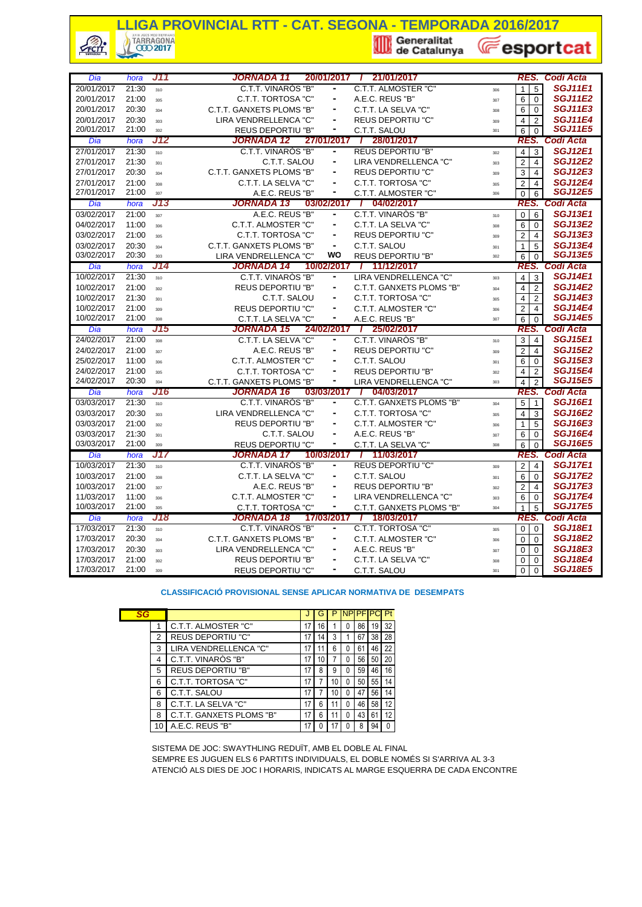# LLIGA PROVINCIAL RTT - CAT. SEGONA - TEMPORADA 2016/2017

Generalitat de Catalunya — esportcat

| Dia | hora | J11 | JORNADA 11 | 20/01/2017 / 21/01/2017 | | | RES. | | Codi Acta |
|---|---|---|---|---|---|---|---|---|---|
| 20/01/2017 | 21:30 | 310 | C.T.T. VINARÒS "B" | - | C.T.T. ALMOSTER "C" | 306 | 1 | 5 | SGJ11E1 |
| 20/01/2017 | 21:00 | 305 | C.T.T. TORTOSA "C" | - | A.E.C. REUS "B" | 307 | 6 | 0 | SGJ11E2 |
| 20/01/2017 | 20:30 | 304 | C.T.T. GANXETS PLOMS "B" | - | C.T.T. LA SELVA "C" | 308 | 6 | 0 | SGJ11E3 |
| 20/01/2017 | 20:30 | 303 | LIRA VENDRELLENCA "C" | - | REUS DEPORTIU "C" | 309 | 4 | 2 | SGJ11E4 |
| 20/01/2017 | 21:00 | 302 | REUS DEPORTIU "B" | - | C.T.T. SALOU | 301 | 6 | 0 | SGJ11E5 |
| Dia | hora | J12 | JORNADA 12 | 27/01/2017 / 28/01/2017 | | | RES. | | Codi Acta |
| 27/01/2017 | 21:30 | 310 | C.T.T. VINARÒS "B" | - | REUS DEPORTIU "B" | 302 | 4 | 3 | SGJ12E1 |
| 27/01/2017 | 21:30 | 301 | C.T.T. SALOU | - | LIRA VENDRELLENCA "C" | 303 | 2 | 4 | SGJ12E2 |
| 27/01/2017 | 20:30 | 304 | C.T.T. GANXETS PLOMS "B" | - | REUS DEPORTIU "C" | 309 | 3 | 4 | SGJ12E3 |
| 27/01/2017 | 21:00 | 308 | C.T.T. LA SELVA "C" | - | C.T.T. TORTOSA "C" | 305 | 2 | 4 | SGJ12E4 |
| 27/01/2017 | 21:00 | 307 | A.E.C. REUS "B" | - | C.T.T. ALMOSTER "C" | 306 | 0 | 6 | SGJ12E5 |
| Dia | hora | J13 | JORNADA 13 | 03/02/2017 / 04/02/2017 | | | RES. | | Codi Acta |
| 03/02/2017 | 21:00 | 307 | A.E.C. REUS "B" | - | C.T.T. VINARÒS "B" | 310 | 0 | 6 | SGJ13E1 |
| 04/02/2017 | 11:00 | 306 | C.T.T. ALMOSTER "C" | - | C.T.T. LA SELVA "C" | 308 | 6 | 0 | SGJ13E2 |
| 03/02/2017 | 21:00 | 305 | C.T.T. TORTOSA "C" | - | REUS DEPORTIU "C" | 309 | 2 | 4 | SGJ13E3 |
| 03/02/2017 | 20:30 | 304 | C.T.T. GANXETS PLOMS "B" | - | C.T.T. SALOU | 301 | 1 | 5 | SGJ13E4 |
| 03/02/2017 | 20:30 | 303 | LIRA VENDRELLENCA "C" | WO | REUS DEPORTIU "B" | 302 | 6 | 0 | SGJ13E5 |
| Dia | hora | J14 | JORNADA 14 | 10/02/2017 / 11/12/2017 | | | RES. | | Codi Acta |
| 10/02/2017 | 21:30 | 310 | C.T.T. VINARÒS "B" | - | LIRA VENDRELLENCA "C" | 303 | 4 | 3 | SGJ14E1 |
| 10/02/2017 | 21:00 | 302 | REUS DEPORTIU "B" | - | C.T.T. GANXETS PLOMS "B" | 304 | 4 | 2 | SGJ14E2 |
| 10/02/2017 | 21:30 | 301 | C.T.T. SALOU | - | C.T.T. TORTOSA "C" | 305 | 4 | 2 | SGJ14E3 |
| 10/02/2017 | 21:00 | 309 | REUS DEPORTIU "C" | - | C.T.T. ALMOSTER "C" | 306 | 2 | 4 | SGJ14E4 |
| 10/02/2017 | 21:00 | 308 | C.T.T. LA SELVA "C" | - | A.E.C. REUS "B" | 307 | 6 | 0 | SGJ14E5 |
| Dia | hora | J15 | JORNADA 15 | 24/02/2017 / 25/02/2017 | | | RES. | | Codi Acta |
| 24/02/2017 | 21:00 | 308 | C.T.T. LA SELVA "C" | - | C.T.T. VINARÒS "B" | 310 | 3 | 4 | SGJ15E1 |
| 24/02/2017 | 21:00 | 307 | A.E.C. REUS "B" | - | REUS DEPORTIU "C" | 309 | 2 | 4 | SGJ15E2 |
| 25/02/2017 | 11:00 | 306 | C.T.T. ALMOSTER "C" | - | C.T.T. SALOU | 301 | 6 | 0 | SGJ15E3 |
| 24/02/2017 | 21:00 | 305 | C.T.T. TORTOSA "C" | - | REUS DEPORTIU "B" | 302 | 4 | 2 | SGJ15E4 |
| 24/02/2017 | 20:30 | 304 | C.T.T. GANXETS PLOMS "B" | - | LIRA VENDRELLENCA "C" | 303 | 4 | 2 | SGJ15E5 |
| Dia | hora | J16 | JORNADA 16 | 03/03/2017 / 04/03/2017 | | | RES. | | Codi Acta |
| 03/03/2017 | 21:30 | 310 | C.T.T. VINARÒS "B" | - | C.T.T. GANXETS PLOMS "B" | 304 | 5 | 1 | SGJ16E1 |
| 03/03/2017 | 20:30 | 303 | LIRA VENDRELLENCA "C" | - | C.T.T. TORTOSA "C" | 305 | 4 | 3 | SGJ16E2 |
| 03/03/2017 | 21:00 | 302 | REUS DEPORTIU "B" | - | C.T.T. ALMOSTER "C" | 306 | 1 | 5 | SGJ16E3 |
| 03/03/2017 | 21:30 | 301 | C.T.T. SALOU | - | A.E.C. REUS "B" | 307 | 6 | 0 | SGJ16E4 |
| 03/03/2017 | 21:00 | 309 | REUS DEPORTIU "C" | - | C.T.T. LA SELVA "C" | 308 | 6 | 0 | SGJ16E5 |
| Dia | hora | J17 | JORNADA 17 | 10/03/2017 / 11/03/2017 | | | RES. | | Codi Acta |
| 10/03/2017 | 21:30 | 310 | C.T.T. VINARÒS "B" | - | REUS DEPORTIU "C" | 309 | 2 | 4 | SGJ17E1 |
| 10/03/2017 | 21:00 | 308 | C.T.T. LA SELVA "C" | - | C.T.T. SALOU | 301 | 6 | 0 | SGJ17E2 |
| 10/03/2017 | 21:00 | 307 | A.E.C. REUS "B" | - | REUS DEPORTIU "B" | 302 | 2 | 4 | SGJ17E3 |
| 11/03/2017 | 11:00 | 306 | C.T.T. ALMOSTER "C" | - | LIRA VENDRELLENCA "C" | 303 | 6 | 0 | SGJ17E4 |
| 10/03/2017 | 21:00 | 305 | C.T.T. TORTOSA "C" | - | C.T.T. GANXETS PLOMS "B" | 304 | 1 | 5 | SGJ17E5 |
| Dia | hora | J18 | JORNADA 18 | 17/03/2017 / 18/03/2017 | | | RES. | | Codi Acta |
| 17/03/2017 | 21:30 | 310 | C.T.T. VINARÒS "B" | - | C.T.T. TORTOSA "C" | 305 | 0 | 0 | SGJ18E1 |
| 17/03/2017 | 20:30 | 304 | C.T.T. GANXETS PLOMS "B" | - | C.T.T. ALMOSTER "C" | 306 | 0 | 0 | SGJ18E2 |
| 17/03/2017 | 20:30 | 303 | LIRA VENDRELLENCA "C" | - | A.E.C. REUS "B" | 307 | 0 | 0 | SGJ18E3 |
| 17/03/2017 | 21:00 | 302 | REUS DEPORTIU "B" | - | C.T.T. LA SELVA "C" | 308 | 0 | 0 | SGJ18E4 |
| 17/03/2017 | 21:00 | 309 | REUS DEPORTIU "C" | - | C.T.T. SALOU | 301 | 0 | 0 | SGJ18E5 |

**CLASSIFICACIÓ PROVISIONAL SENSE APLICAR NORMATIVA DE DESEMPATS**

| SG | | J | G | P | NP | PF | PC | Pt |
|---|---|---|---|---|---|---|---|---|
| 1 | C.T.T. ALMOSTER "C" | 17 | 16 | 1 | 0 | 86 | 19 | 32 |
| 2 | REUS DEPORTIU "C" | 17 | 14 | 3 | 1 | 67 | 38 | 28 |
| 3 | LIRA VENDRELLENCA "C" | 17 | 11 | 6 | 0 | 61 | 46 | 22 |
| 4 | C.T.T. VINARÒS "B" | 17 | 10 | 7 | 0 | 56 | 50 | 20 |
| 5 | REUS DEPORTIU "B" | 17 | 8 | 9 | 0 | 59 | 46 | 16 |
| 6 | C.T.T. TORTOSA "C" | 17 | 7 | 10 | 0 | 50 | 55 | 14 |
| 6 | C.T.T. SALOU | 17 | 7 | 10 | 0 | 47 | 56 | 14 |
| 8 | C.T.T. LA SELVA "C" | 17 | 6 | 11 | 0 | 46 | 58 | 12 |
| 8 | C.T.T. GANXETS PLOMS "B" | 17 | 6 | 11 | 0 | 43 | 61 | 12 |
| 10 | A.E.C. REUS "B" | 17 | 0 | 17 | 0 | 8 | 94 | 0 |

SISTEMA DE JOC: SWAYTHLING REDUÏT, AMB EL DOBLE AL FINAL
SEMPRE ES JUGUEN ELS 6 PARTITS INDIVIDUALS, EL DOBLE NOMÉS SI S'ARRIVA AL 3-3
ATENCIÓ ALS DIES DE JOC I HORARIS, INDICATS AL MARGE ESQUERRA DE CADA ENCONTRE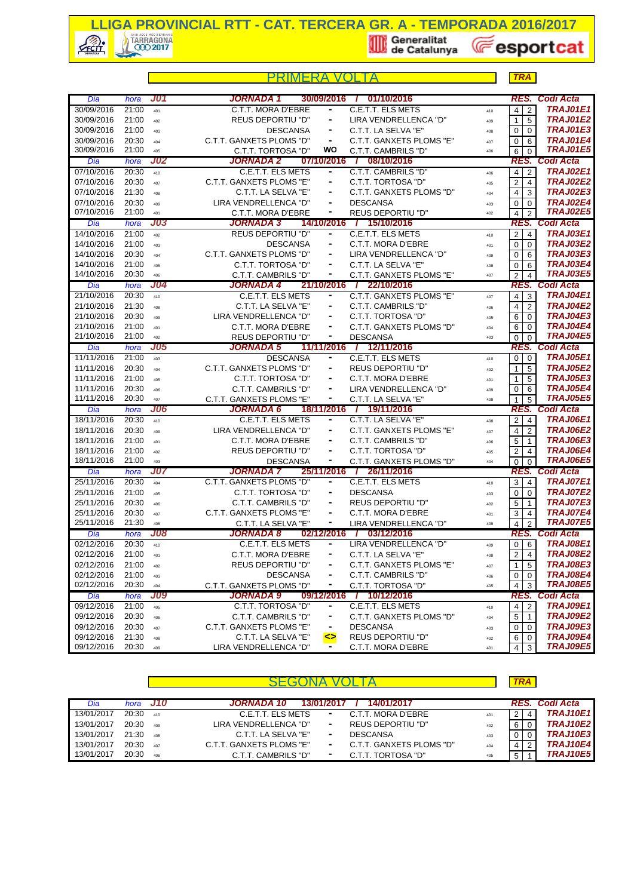# LLIGA PROVINCIAL RTT - CAT. TERCERA GR. A - TEMPORADA 2016/2017

Generalitat de Catalunya — esportcat

## PRIMERA VOLTA

TRA

| Dia | hora | J01 | JORNADA 1 30/09/2016 / 01/10/2016 | | | | RES. | | Codi Acta |
|---|---|---|---|---|---|---|---|---|---|
| 30/09/2016 | 21:00 | 401 | C.T.T. MORA D'EBRE | - | C.E.T.T. ELS METS | 410 | 4 | 2 | TRAJ01E1 |
| 30/09/2016 | 21:00 | 402 | REUS DEPORTIU "D" | - | LIRA VENDRELLENCA "D" | 409 | 1 | 5 | TRAJ01E2 |
| 30/09/2016 | 21:00 | 403 | DESCANSA | - | C.T.T. LA SELVA "E" | 408 | 0 | 0 | TRAJ01E3 |
| 30/09/2016 | 20:30 | 404 | C.T.T. GANXETS PLOMS "D" | - | C.T.T. GANXETS PLOMS "E" | 407 | 0 | 6 | TRAJ01E4 |
| 30/09/2016 | 21:00 | 405 | C.T.T. TORTOSA "D" | WO | C.T.T. CAMBRILS "D" | 406 | 6 | 0 | TRAJ01E5 |
| **Dia** | **hora** | **J02** | **JORNADA 2 07/10/2016 / 08/10/2016** | | | | **RES.** | | **Codi Acta** |
| 07/10/2016 | 20:30 | 410 | C.E.T.T. ELS METS | - | C.T.T. CAMBRILS "D" | 406 | 4 | 2 | TRAJ02E1 |
| 07/10/2016 | 20:30 | 407 | C.T.T. GANXETS PLOMS "E" | - | C.T.T. TORTOSA "D" | 405 | 2 | 4 | TRAJ02E2 |
| 07/10/2016 | 21:30 | 408 | C.T.T. LA SELVA "E" | - | C.T.T. GANXETS PLOMS "D" | 404 | 4 | 3 | TRAJ02E3 |
| 07/10/2016 | 20:30 | 409 | LIRA VENDRELLENCA "D" | - | DESCANSA | 403 | 0 | 0 | TRAJ02E4 |
| 07/10/2016 | 21:00 | 401 | C.T.T. MORA D'EBRE | - | REUS DEPORTIU "D" | 402 | 4 | 2 | TRAJ02E5 |
| **Dia** | **hora** | **J03** | **JORNADA 3 14/10/2016 / 15/10/2016** | | | | **RES.** | | **Codi Acta** |
| 14/10/2016 | 21:00 | 402 | REUS DEPORTIU "D" | - | C.E.T.T. ELS METS | 410 | 2 | 4 | TRAJ03E1 |
| 14/10/2016 | 21:00 | 403 | DESCANSA | - | C.T.T. MORA D'EBRE | 401 | 0 | 0 | TRAJ03E2 |
| 14/10/2016 | 20:30 | 404 | C.T.T. GANXETS PLOMS "D" | - | LIRA VENDRELLENCA "D" | 409 | 0 | 6 | TRAJ03E3 |
| 14/10/2016 | 21:00 | 405 | C.T.T. TORTOSA "D" | - | C.T.T. LA SELVA "E" | 408 | 0 | 6 | TRAJ03E4 |
| 14/10/2016 | 20:30 | 406 | C.T.T. CAMBRILS "D" | - | C.T.T. GANXETS PLOMS "E" | 407 | 2 | 4 | TRAJ03E5 |
| **Dia** | **hora** | **J04** | **JORNADA 4 21/10/2016 / 22/10/2016** | | | | **RES.** | | **Codi Acta** |
| 21/10/2016 | 20:30 | 410 | C.E.T.T. ELS METS | - | C.T.T. GANXETS PLOMS "E" | 407 | 4 | 3 | TRAJ04E1 |
| 21/10/2016 | 21:30 | 408 | C.T.T. LA SELVA "E" | - | C.T.T. CAMBRILS "D" | 406 | 4 | 2 | TRAJ04E2 |
| 21/10/2016 | 20:30 | 409 | LIRA VENDRELLENCA "D" | - | C.T.T. TORTOSA "D" | 405 | 6 | 0 | TRAJ04E3 |
| 21/10/2016 | 21:00 | 401 | C.T.T. MORA D'EBRE | - | C.T.T. GANXETS PLOMS "D" | 404 | 6 | 0 | TRAJ04E4 |
| 21/10/2016 | 21:00 | 402 | REUS DEPORTIU "D" | - | DESCANSA | 403 | 0 | 0 | TRAJ04E5 |
| **Dia** | **hora** | **J05** | **JORNADA 5 11/11/2016 / 12/11/2016** | | | | **RES.** | | **Codi Acta** |
| 11/11/2016 | 21:00 | 403 | DESCANSA | - | C.E.T.T. ELS METS | 410 | 0 | 0 | TRAJ05E1 |
| 11/11/2016 | 20:30 | 404 | C.T.T. GANXETS PLOMS "D" | - | REUS DEPORTIU "D" | 402 | 1 | 5 | TRAJ05E2 |
| 11/11/2016 | 21:00 | 405 | C.T.T. TORTOSA "D" | - | C.T.T. MORA D'EBRE | 401 | 1 | 5 | TRAJ05E3 |
| 11/11/2016 | 20:30 | 406 | C.T.T. CAMBRILS "D" | - | LIRA VENDRELLENCA "D" | 409 | 0 | 6 | TRAJ05E4 |
| 11/11/2016 | 20:30 | 407 | C.T.T. GANXETS PLOMS "E" | - | C.T.T. LA SELVA "E" | 408 | 1 | 5 | TRAJ05E5 |
| **Dia** | **hora** | **J06** | **JORNADA 6 18/11/2016 / 19/11/2016** | | | | **RES.** | | **Codi Acta** |
| 18/11/2016 | 20:30 | 410 | C.E.T.T. ELS METS | - | C.T.T. LA SELVA "E" | 408 | 2 | 4 | TRAJ06E1 |
| 18/11/2016 | 20:30 | 409 | LIRA VENDRELLENCA "D" | - | C.T.T. GANXETS PLOMS "E" | 407 | 4 | 2 | TRAJ06E2 |
| 18/11/2016 | 21:00 | 401 | C.T.T. MORA D'EBRE | - | C.T.T. CAMBRILS "D" | 406 | 5 | 1 | TRAJ06E3 |
| 18/11/2016 | 21:00 | 402 | REUS DEPORTIU "D" | - | C.T.T. TORTOSA "D" | 405 | 2 | 4 | TRAJ06E4 |
| 18/11/2016 | 21:00 | 403 | DESCANSA | - | C.T.T. GANXETS PLOMS "D" | 404 | 0 | 0 | TRAJ06E5 |
| **Dia** | **hora** | **J07** | **JORNADA 7 25/11/2016 / 26/11/2016** | | | | **RES.** | | **Codi Acta** |
| 25/11/2016 | 20:30 | 404 | C.T.T. GANXETS PLOMS "D" | - | C.E.T.T. ELS METS | 410 | 3 | 4 | TRAJ07E1 |
| 25/11/2016 | 21:00 | 405 | C.T.T. TORTOSA "D" | - | DESCANSA | 403 | 0 | 0 | TRAJ07E2 |
| 25/11/2016 | 20:30 | 406 | C.T.T. CAMBRILS "D" | - | REUS DEPORTIU "D" | 402 | 5 | 1 | TRAJ07E3 |
| 25/11/2016 | 20:30 | 407 | C.T.T. GANXETS PLOMS "E" | - | C.T.T. MORA D'EBRE | 401 | 3 | 4 | TRAJ07E4 |
| 25/11/2016 | 21:30 | 408 | C.T.T. LA SELVA "E" | - | LIRA VENDRELLENCA "D" | 409 | 4 | 2 | TRAJ07E5 |
| **Dia** | **hora** | **J08** | **JORNADA 8 02/12/2016 / 03/12/2016** | | | | **RES.** | | **Codi Acta** |
| 02/12/2016 | 20:30 | 410 | C.E.T.T. ELS METS | - | LIRA VENDRELLENCA "D" | 409 | 0 | 6 | TRAJ08E1 |
| 02/12/2016 | 21:00 | 401 | C.T.T. MORA D'EBRE | - | C.T.T. LA SELVA "E" | 408 | 2 | 4 | TRAJ08E2 |
| 02/12/2016 | 21:00 | 402 | REUS DEPORTIU "D" | - | C.T.T. GANXETS PLOMS "E" | 407 | 1 | 5 | TRAJ08E3 |
| 02/12/2016 | 21:00 | 403 | DESCANSA | - | C.T.T. CAMBRILS "D" | 406 | 0 | 0 | TRAJ08E4 |
| 02/12/2016 | 20:30 | 404 | C.T.T. GANXETS PLOMS "D" | - | C.T.T. TORTOSA "D" | 405 | 4 | 3 | TRAJ08E5 |
| **Dia** | **hora** | **J09** | **JORNADA 9 09/12/2016 / 10/12/2016** | | | | **RES.** | | **Codi Acta** |
| 09/12/2016 | 21:00 | 405 | C.T.T. TORTOSA "D" | - | C.E.T.T. ELS METS | 410 | 4 | 2 | TRAJ09E1 |
| 09/12/2016 | 20:30 | 406 | C.T.T. CAMBRILS "D" | - | C.T.T. GANXETS PLOMS "D" | 404 | 5 | 1 | TRAJ09E2 |
| 09/12/2016 | 20:30 | 407 | C.T.T. GANXETS PLOMS "E" | - | DESCANSA | 403 | 0 | 0 | TRAJ09E3 |
| 09/12/2016 | 21:30 | 408 | C.T.T. LA SELVA "E" | <> | REUS DEPORTIU "D" | 402 | 6 | 0 | TRAJ09E4 |
| 09/12/2016 | 20:30 | 409 | LIRA VENDRELLENCA "D" | - | C.T.T. MORA D'EBRE | 401 | 4 | 3 | TRAJ09E5 |

## SEGONA VOLTA

TRA

| Dia | hora | J10 | JORNADA 10 13/01/2017 / 14/01/2017 | | | | RES. | | Codi Acta |
|---|---|---|---|---|---|---|---|---|---|
| 13/01/2017 | 20:30 | 410 | C.E.T.T. ELS METS | - | C.T.T. MORA D'EBRE | 401 | 2 | 4 | TRAJ10E1 |
| 13/01/2017 | 20:30 | 409 | LIRA VENDRELLENCA "D" | - | REUS DEPORTIU "D" | 402 | 6 | 0 | TRAJ10E2 |
| 13/01/2017 | 21:30 | 408 | C.T.T. LA SELVA "E" | - | DESCANSA | 403 | 0 | 0 | TRAJ10E3 |
| 13/01/2017 | 20:30 | 407 | C.T.T. GANXETS PLOMS "E" | - | C.T.T. GANXETS PLOMS "D" | 404 | 4 | 2 | TRAJ10E4 |
| 13/01/2017 | 20:30 | 406 | C.T.T. CAMBRILS "D" | - | C.T.T. TORTOSA "D" | 405 | 5 | 1 | TRAJ10E5 |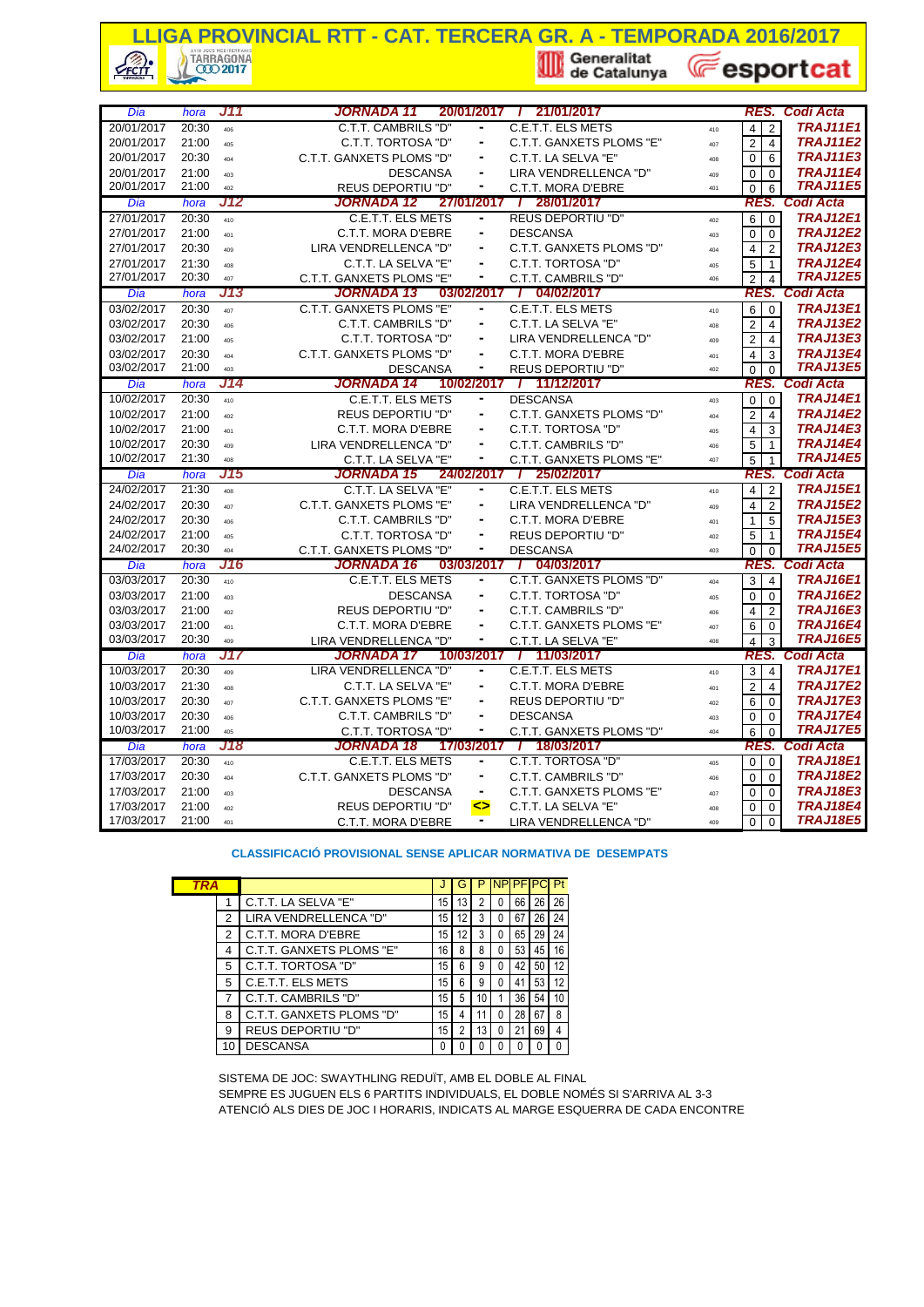# LLIGA PROVINCIAL RTT - CAT. TERCERA GR. A - TEMPORADA 2016/2017

Generalitat de Catalunya · esportcat

| Dia | hora | J11 | JORNADA 11 | 20/01/2017 / 21/01/2017 | | RES. | | Codi Acta |
|---|---|---|---|---|---|---|---|---|
| 20/01/2017 | 20:30 | 406 | C.T.T. CAMBRILS "D" | C.E.T.T. ELS METS | 410 | 4 | 2 | TRAJ11E1 |
| 20/01/2017 | 21:00 | 405 | C.T.T. TORTOSA "D" | C.T.T. GANXETS PLOMS "E" | 407 | 2 | 4 | TRAJ11E2 |
| 20/01/2017 | 20:30 | 404 | C.T.T. GANXETS PLOMS "D" | C.T.T. LA SELVA "E" | 408 | 0 | 6 | TRAJ11E3 |
| 20/01/2017 | 21:00 | 403 | DESCANSA | LIRA VENDRELLENCA "D" | 409 | 0 | 0 | TRAJ11E4 |
| 20/01/2017 | 21:00 | 402 | REUS DEPORTIU "D" | C.T.T. MORA D'EBRE | 401 | 0 | 6 | TRAJ11E5 |
| Dia | hora | J12 | JORNADA 12 | 27/01/2017 / 28/01/2017 | | RES. | | Codi Acta |
| 27/01/2017 | 20:30 | 410 | C.E.T.T. ELS METS | REUS DEPORTIU "D" | 402 | 6 | 0 | TRAJ12E1 |
| 27/01/2017 | 21:00 | 401 | C.T.T. MORA D'EBRE | DESCANSA | 403 | 0 | 0 | TRAJ12E2 |
| 27/01/2017 | 20:30 | 409 | LIRA VENDRELLENCA "D" | C.T.T. GANXETS PLOMS "D" | 404 | 4 | 2 | TRAJ12E3 |
| 27/01/2017 | 21:30 | 408 | C.T.T. LA SELVA "E" | C.T.T. TORTOSA "D" | 405 | 5 | 1 | TRAJ12E4 |
| 27/01/2017 | 20:30 | 407 | C.T.T. GANXETS PLOMS "E" | C.T.T. CAMBRILS "D" | 406 | 2 | 4 | TRAJ12E5 |
| Dia | hora | J13 | JORNADA 13 | 03/02/2017 / 04/02/2017 | | RES. | | Codi Acta |
| 03/02/2017 | 20:30 | 407 | C.T.T. GANXETS PLOMS "E" | C.E.T.T. ELS METS | 410 | 6 | 0 | TRAJ13E1 |
| 03/02/2017 | 20:30 | 406 | C.T.T. CAMBRILS "D" | C.T.T. LA SELVA "E" | 408 | 2 | 4 | TRAJ13E2 |
| 03/02/2017 | 21:00 | 405 | C.T.T. TORTOSA "D" | LIRA VENDRELLENCA "D" | 409 | 2 | 4 | TRAJ13E3 |
| 03/02/2017 | 20:30 | 404 | C.T.T. GANXETS PLOMS "D" | C.T.T. MORA D'EBRE | 401 | 4 | 3 | TRAJ13E4 |
| 03/02/2017 | 21:00 | 403 | DESCANSA | REUS DEPORTIU "D" | 402 | 0 | 0 | TRAJ13E5 |
| Dia | hora | J14 | JORNADA 14 | 10/02/2017 / 11/12/2017 | | RES. | | Codi Acta |
| 10/02/2017 | 20:30 | 410 | C.E.T.T. ELS METS | DESCANSA | 403 | 0 | 0 | TRAJ14E1 |
| 10/02/2017 | 21:00 | 402 | REUS DEPORTIU "D" | C.T.T. GANXETS PLOMS "D" | 404 | 2 | 4 | TRAJ14E2 |
| 10/02/2017 | 21:00 | 401 | C.T.T. MORA D'EBRE | C.T.T. TORTOSA "D" | 405 | 4 | 3 | TRAJ14E3 |
| 10/02/2017 | 20:30 | 409 | LIRA VENDRELLENCA "D" | C.T.T. CAMBRILS "D" | 406 | 5 | 1 | TRAJ14E4 |
| 10/02/2017 | 21:30 | 408 | C.T.T. LA SELVA "E" | C.T.T. GANXETS PLOMS "E" | 407 | 5 | 1 | TRAJ14E5 |
| Dia | hora | J15 | JORNADA 15 | 24/02/2017 / 25/02/2017 | | RES. | | Codi Acta |
| 24/02/2017 | 21:30 | 408 | C.T.T. LA SELVA "E" | C.E.T.T. ELS METS | 410 | 4 | 2 | TRAJ15E1 |
| 24/02/2017 | 20:30 | 407 | C.T.T. GANXETS PLOMS "E" | LIRA VENDRELLENCA "D" | 409 | 4 | 2 | TRAJ15E2 |
| 24/02/2017 | 20:30 | 406 | C.T.T. CAMBRILS "D" | C.T.T. MORA D'EBRE | 401 | 1 | 5 | TRAJ15E3 |
| 24/02/2017 | 21:00 | 405 | C.T.T. TORTOSA "D" | REUS DEPORTIU "D" | 402 | 5 | 1 | TRAJ15E4 |
| 24/02/2017 | 20:30 | 404 | C.T.T. GANXETS PLOMS "D" | DESCANSA | 403 | 0 | 0 | TRAJ15E5 |
| Dia | hora | J16 | JORNADA 16 | 03/03/2017 / 04/03/2017 | | RES. | | Codi Acta |
| 03/03/2017 | 20:30 | 410 | C.E.T.T. ELS METS | C.T.T. GANXETS PLOMS "D" | 404 | 3 | 4 | TRAJ16E1 |
| 03/03/2017 | 21:00 | 403 | DESCANSA | C.T.T. TORTOSA "D" | 405 | 0 | 0 | TRAJ16E2 |
| 03/03/2017 | 21:00 | 402 | REUS DEPORTIU "D" | C.T.T. CAMBRILS "D" | 406 | 4 | 2 | TRAJ16E3 |
| 03/03/2017 | 21:00 | 401 | C.T.T. MORA D'EBRE | C.T.T. GANXETS PLOMS "E" | 407 | 6 | 0 | TRAJ16E4 |
| 03/03/2017 | 20:30 | 409 | LIRA VENDRELLENCA "D" | C.T.T. LA SELVA "E" | 408 | 4 | 3 | TRAJ16E5 |
| Dia | hora | J17 | JORNADA 17 | 10/03/2017 / 11/03/2017 | | RES. | | Codi Acta |
| 10/03/2017 | 20:30 | 409 | LIRA VENDRELLENCA "D" | C.E.T.T. ELS METS | 410 | 3 | 4 | TRAJ17E1 |
| 10/03/2017 | 21:30 | 408 | C.T.T. LA SELVA "E" | C.T.T. MORA D'EBRE | 401 | 2 | 4 | TRAJ17E2 |
| 10/03/2017 | 20:30 | 407 | C.T.T. GANXETS PLOMS "E" | REUS DEPORTIU "D" | 402 | 6 | 0 | TRAJ17E3 |
| 10/03/2017 | 20:30 | 406 | C.T.T. CAMBRILS "D" | DESCANSA | 403 | 0 | 0 | TRAJ17E4 |
| 10/03/2017 | 21:00 | 405 | C.T.T. TORTOSA "D" | C.T.T. GANXETS PLOMS "D" | 404 | 6 | 0 | TRAJ17E5 |
| Dia | hora | J18 | JORNADA 18 | 17/03/2017 / 18/03/2017 | | RES. | | Codi Acta |
| 17/03/2017 | 20:30 | 410 | C.E.T.T. ELS METS | C.T.T. TORTOSA "D" | 405 | 0 | 0 | TRAJ18E1 |
| 17/03/2017 | 20:30 | 404 | C.T.T. GANXETS PLOMS "D" | C.T.T. CAMBRILS "D" | 406 | 0 | 0 | TRAJ18E2 |
| 17/03/2017 | 21:00 | 403 | DESCANSA | C.T.T. GANXETS PLOMS "E" | 407 | 0 | 0 | TRAJ18E3 |
| 17/03/2017 | 21:00 | 402 | REUS DEPORTIU "D" <> | C.T.T. LA SELVA "E" | 408 | 0 | 0 | TRAJ18E4 |
| 17/03/2017 | 21:00 | 401 | C.T.T. MORA D'EBRE | LIRA VENDRELLENCA "D" | 409 | 0 | 0 | TRAJ18E5 |

**CLASSIFICACIÓ PROVISIONAL SENSE APLICAR NORMATIVA DE DESEMPATS**

| TRA | | J | G | P | NP | PF | PC | Pt |
|---|---|---|---|---|---|---|---|---|
| 1 | C.T.T. LA SELVA "E" | 15 | 13 | 2 | 0 | 66 | 26 | 26 |
| 2 | LIRA VENDRELLENCA "D" | 15 | 12 | 3 | 0 | 67 | 26 | 24 |
| 2 | C.T.T. MORA D'EBRE | 15 | 12 | 3 | 0 | 65 | 29 | 24 |
| 4 | C.T.T. GANXETS PLOMS "E" | 16 | 8 | 8 | 0 | 53 | 45 | 16 |
| 5 | C.T.T. TORTOSA "D" | 15 | 6 | 9 | 0 | 42 | 50 | 12 |
| 5 | C.E.T.T. ELS METS | 15 | 6 | 9 | 0 | 41 | 53 | 12 |
| 7 | C.T.T. CAMBRILS "D" | 15 | 5 | 10 | 1 | 36 | 54 | 10 |
| 8 | C.T.T. GANXETS PLOMS "D" | 15 | 4 | 11 | 0 | 28 | 67 | 8 |
| 9 | REUS DEPORTIU "D" | 15 | 2 | 13 | 0 | 21 | 69 | 4 |
| 10 | DESCANSA | 0 | 0 | 0 | 0 | 0 | 0 | 0 |

SISTEMA DE JOC: SWAYTHLING REDUÏT, AMB EL DOBLE AL FINAL
SEMPRE ES JUGUEN ELS 6 PARTITS INDIVIDUALS, EL DOBLE NOMÉS SI S'ARRIVA AL 3-3
ATENCIÓ ALS DIES DE JOC I HORARIS, INDICATS AL MARGE ESQUERRA DE CADA ENCONTRE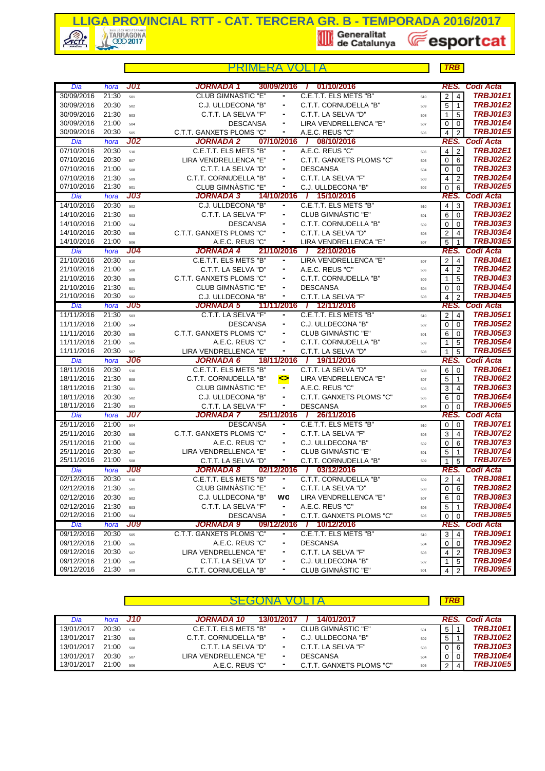# LLIGA PROVINCIAL RTT - CAT. TERCERA GR. B - TEMPORADA 2016/2017

Generalitat de Catalunya · esportcat

## PRIMERA VOLTA

**TRB**

| Dia | hora | J01 | JORNADA 1 | 30/09/2016 | / 01/10/2016 | | RES. | | Codi Acta |
|---|---|---|---|---|---|---|---|---|---|
| 30/09/2016 | 21:30 | 501 | CLUB GIMNÀSTIC "E" | - | C.E.T.T. ELS METS "B" | 510 | 2 | 4 | TRBJ01E1 |
| 30/09/2016 | 20:30 | 502 | C.J. ULLDECONA "B" | - | C.T.T. CORNUDELLA "B" | 509 | 5 | 1 | TRBJ01E2 |
| 30/09/2016 | 21:30 | 503 | C.T.T. LA SELVA "F" | - | C.T.T. LA SELVA "D" | 508 | 1 | 5 | TRBJ01E3 |
| 30/09/2016 | 21:00 | 504 | DESCANSA | - | LIRA VENDRELLENCA "E" | 507 | 0 | 0 | TRBJ01E4 |
| 30/09/2016 | 20:30 | 505 | C.T.T. GANXETS PLOMS "C" | - | A.E.C. REUS "C" | 506 | 4 | 2 | TRBJ01E5 |
| **Dia** | **hora** | **J02** | **JORNADA 2** | **07/10/2016** | **/ 08/10/2016** | | **RES.** | | **Codi Acta** |
| 07/10/2016 | 20:30 | 510 | C.E.T.T. ELS METS "B" | - | A.E.C. REUS "C" | 506 | 4 | 2 | TRBJ02E1 |
| 07/10/2016 | 20:30 | 507 | LIRA VENDRELLENCA "E" | - | C.T.T. GANXETS PLOMS "C" | 505 | 0 | 6 | TRBJ02E2 |
| 07/10/2016 | 21:00 | 508 | C.T.T. LA SELVA "D" | - | DESCANSA | 504 | 0 | 0 | TRBJ02E3 |
| 07/10/2016 | 21:30 | 509 | C.T.T. CORNUDELLA "B" | - | C.T.T. LA SELVA "F" | 503 | 4 | 2 | TRBJ02E4 |
| 07/10/2016 | 21:30 | 501 | CLUB GIMNÀSTIC "E" | - | C.J. ULLDECONA "B" | 502 | 0 | 6 | TRBJ02E5 |
| **Dia** | **hora** | **J03** | **JORNADA 3** | **14/10/2016** | **/ 15/10/2016** | | **RES.** | | **Codi Acta** |
| 14/10/2016 | 20:30 | 502 | C.J. ULLDECONA "B" | - | C.E.T.T. ELS METS "B" | 510 | 4 | 3 | TRBJ03E1 |
| 14/10/2016 | 21:30 | 503 | C.T.T. LA SELVA "F" | - | CLUB GIMNÀSTIC "E" | 501 | 6 | 0 | TRBJ03E2 |
| 14/10/2016 | 21:00 | 504 | DESCANSA | - | C.T.T. CORNUDELLA "B" | 509 | 0 | 0 | TRBJ03E3 |
| 14/10/2016 | 20:30 | 505 | C.T.T. GANXETS PLOMS "C" | - | C.T.T. LA SELVA "D" | 508 | 2 | 4 | TRBJ03E4 |
| 14/10/2016 | 21:00 | 506 | A.E.C. REUS "C" | - | LIRA VENDRELLENCA "E" | 507 | 5 | 1 | TRBJ03E5 |
| **Dia** | **hora** | **J04** | **JORNADA 4** | **21/10/2016** | **/ 22/10/2016** | | **RES.** | | **Codi Acta** |
| 21/10/2016 | 20:30 | 510 | C.E.T.T. ELS METS "B" | - | LIRA VENDRELLENCA "E" | 507 | 2 | 4 | TRBJ04E1 |
| 21/10/2016 | 21:00 | 508 | C.T.T. LA SELVA "D" | - | A.E.C. REUS "C" | 506 | 4 | 2 | TRBJ04E2 |
| 21/10/2016 | 20:30 | 505 | C.T.T. GANXETS PLOMS "C" | - | C.T.T. CORNUDELLA "B" | 509 | 1 | 5 | TRBJ04E3 |
| 21/10/2016 | 21:30 | 501 | CLUB GIMNÀSTIC "E" | - | DESCANSA | 504 | 0 | 0 | TRBJ04E4 |
| 21/10/2016 | 20:30 | 502 | C.J. ULLDECONA "B" | - | C.T.T. LA SELVA "F" | 503 | 4 | 2 | TRBJ04E5 |
| **Dia** | **hora** | **J05** | **JORNADA 5** | **11/11/2016** | **/ 12/11/2016** | | **RES.** | | **Codi Acta** |
| 11/11/2016 | 21:30 | 503 | C.T.T. LA SELVA "F" | - | C.E.T.T. ELS METS "B" | 510 | 2 | 4 | TRBJ05E1 |
| 11/11/2016 | 21:00 | 504 | DESCANSA | - | C.J. ULLDECONA "B" | 502 | 0 | 0 | TRBJ05E2 |
| 11/11/2016 | 20:30 | 505 | C.T.T. GANXETS PLOMS "C" | - | CLUB GIMNÀSTIC "E" | 501 | 6 | 0 | TRBJ05E3 |
| 11/11/2016 | 21:00 | 506 | A.E.C. REUS "C" | - | C.T.T. CORNUDELLA "B" | 509 | 1 | 5 | TRBJ05E4 |
| 11/11/2016 | 20:30 | 507 | LIRA VENDRELLENCA "E" | - | C.T.T. LA SELVA "D" | 508 | 1 | 5 | TRBJ05E5 |
| **Dia** | **hora** | **J06** | **JORNADA 6** | **18/11/2016** | **/ 19/11/2016** | | **RES.** | | **Codi Acta** |
| 18/11/2016 | 20:30 | 510 | C.E.T.T. ELS METS "B" | - | C.T.T. LA SELVA "D" | 508 | 6 | 0 | TRBJ06E1 |
| 18/11/2016 | 21:30 | 509 | C.T.T. CORNUDELLA "B" | <> | LIRA VENDRELLENCA "E" | 507 | 5 | 1 | TRBJ06E2 |
| 18/11/2016 | 21:30 | 501 | CLUB GIMNÀSTIC "E" | - | A.E.C. REUS "C" | 506 | 3 | 4 | TRBJ06E3 |
| 18/11/2016 | 20:30 | 502 | C.J. ULLDECONA "B" | - | C.T.T. GANXETS PLOMS "C" | 505 | 6 | 0 | TRBJ06E4 |
| 18/11/2016 | 21:30 | 503 | C.T.T. LA SELVA "F" | - | DESCANSA | 504 | 0 | 0 | TRBJ06E5 |
| **Dia** | **hora** | **J07** | **JORNADA 7** | **25/11/2016** | **/ 26/11/2016** | | **RES.** | | **Codi Acta** |
| 25/11/2016 | 21:00 | 504 | DESCANSA | - | C.E.T.T. ELS METS "B" | 510 | 0 | 0 | TRBJ07E1 |
| 25/11/2016 | 20:30 | 505 | C.T.T. GANXETS PLOMS "C" | - | C.T.T. LA SELVA "F" | 503 | 3 | 4 | TRBJ07E2 |
| 25/11/2016 | 21:00 | 506 | A.E.C. REUS "C" | - | C.J. ULLDECONA "B" | 502 | 0 | 6 | TRBJ07E3 |
| 25/11/2016 | 20:30 | 507 | LIRA VENDRELLENCA "E" | - | CLUB GIMNÀSTIC "E" | 501 | 5 | 1 | TRBJ07E4 |
| 25/11/2016 | 21:00 | 508 | C.T.T. LA SELVA "D" | - | C.T.T. CORNUDELLA "B" | 509 | 1 | 5 | TRBJ07E5 |
| **Dia** | **hora** | **J08** | **JORNADA 8** | **02/12/2016** | **/ 03/12/2016** | | **RES.** | | **Codi Acta** |
| 02/12/2016 | 20:30 | 510 | C.E.T.T. ELS METS "B" | - | C.T.T. CORNUDELLA "B" | 509 | 2 | 4 | TRBJ08E1 |
| 02/12/2016 | 21:30 | 501 | CLUB GIMNÀSTIC "E" | - | C.T.T. LA SELVA "D" | 508 | 0 | 6 | TRBJ08E2 |
| 02/12/2016 | 20:30 | 502 | C.J. ULLDECONA "B" | WO | LIRA VENDRELLENCA "E" | 507 | 6 | 0 | TRBJ08E3 |
| 02/12/2016 | 21:30 | 503 | C.T.T. LA SELVA "F" | - | A.E.C. REUS "C" | 506 | 5 | 1 | TRBJ08E4 |
| 02/12/2016 | 21:00 | 504 | DESCANSA | - | C.T.T. GANXETS PLOMS "C" | 505 | 0 | 0 | TRBJ08E5 |
| **Dia** | **hora** | **J09** | **JORNADA 9** | **09/12/2016** | **/ 10/12/2016** | | **RES.** | | **Codi Acta** |
| 09/12/2016 | 20:30 | 505 | C.T.T. GANXETS PLOMS "C" | - | C.E.T.T. ELS METS "B" | 510 | 3 | 4 | TRBJ09E1 |
| 09/12/2016 | 21:00 | 506 | A.E.C. REUS "C" | - | DESCANSA | 504 | 0 | 0 | TRBJ09E2 |
| 09/12/2016 | 20:30 | 507 | LIRA VENDRELLENCA "E" | - | C.T.T. LA SELVA "F" | 503 | 4 | 2 | TRBJ09E3 |
| 09/12/2016 | 21:00 | 508 | C.T.T. LA SELVA "D" | - | C.J. ULLDECONA "B" | 502 | 1 | 5 | TRBJ09E4 |
| 09/12/2016 | 21:30 | 509 | C.T.T. CORNUDELLA "B" | - | CLUB GIMNÀSTIC "E" | 501 | 4 | 2 | TRBJ09E5 |

## SEGONA VOLTA

**TRB**

| Dia | hora | J10 | JORNADA 10 | 13/01/2017 | / 14/01/2017 | | RES. | | Codi Acta |
|---|---|---|---|---|---|---|---|---|---|
| 13/01/2017 | 20:30 | 510 | C.E.T.T. ELS METS "B" | - | CLUB GIMNÀSTIC "E" | 501 | 5 | 1 | TRBJ10E1 |
| 13/01/2017 | 21:30 | 509 | C.T.T. CORNUDELLA "B" | - | C.J. ULLDECONA "B" | 502 | 5 | 1 | TRBJ10E2 |
| 13/01/2017 | 21:00 | 508 | C.T.T. LA SELVA "D" | - | C.T.T. LA SELVA "F" | 503 | 0 | 6 | TRBJ10E3 |
| 13/01/2017 | 20:30 | 507 | LIRA VENDRELLENCA "E" | - | DESCANSA | 504 | 0 | 0 | TRBJ10E4 |
| 13/01/2017 | 21:00 | 506 | A.E.C. REUS "C" | - | C.T.T. GANXETS PLOMS "C" | 505 | 2 | 4 | TRBJ10E5 |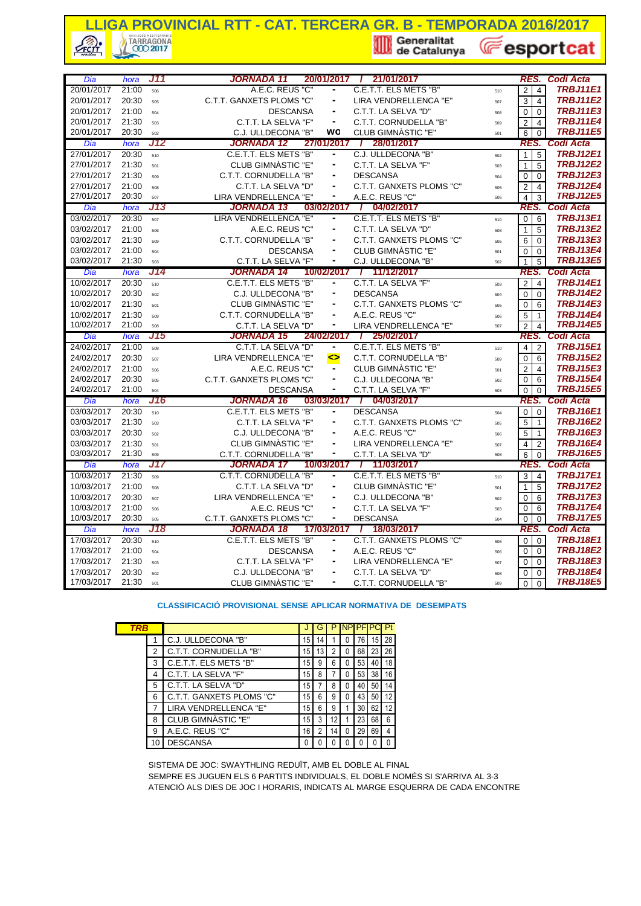# LLIGA PROVINCIAL RTT - CAT. TERCERA GR. B - TEMPORADA 2016/2017

| Dia | hora | J11 | JORNADA 11 | 20/01/2017 / 21/01/2017 | | | RES. | | Codi Acta |
|---|---|---|---|---|---|---|---|---|---|
| 20/01/2017 | 21:00 | 506 | A.E.C. REUS "C" | - | C.E.T.T. ELS METS "B" | 510 | 2 | 4 | TRBJ11E1 |
| 20/01/2017 | 20:30 | 505 | C.T.T. GANXETS PLOMS "C" | - | LIRA VENDRELLENCA "E" | 507 | 3 | 4 | TRBJ11E2 |
| 20/01/2017 | 21:00 | 504 | DESCANSA | - | C.T.T. LA SELVA "D" | 508 | 0 | 0 | TRBJ11E3 |
| 20/01/2017 | 21:30 | 503 | C.T.T. LA SELVA "F" | - | C.T.T. CORNUDELLA "B" | 509 | 2 | 4 | TRBJ11E4 |
| 20/01/2017 | 20:30 | 502 | C.J. ULLDECONA "B" | WO | CLUB GIMNÀSTIC "E" | 501 | 6 | 0 | TRBJ11E5 |
| **Dia** | **hora** | **J12** | **JORNADA 12** | **27/01/2017 / 28/01/2017** | | | **RES.** | | **Codi Acta** |
| 27/01/2017 | 20:30 | 510 | C.E.T.T. ELS METS "B" | - | C.J. ULLDECONA "B" | 502 | 1 | 5 | TRBJ12E1 |
| 27/01/2017 | 21:30 | 501 | CLUB GIMNÀSTIC "E" | - | C.T.T. LA SELVA "F" | 503 | 1 | 5 | TRBJ12E2 |
| 27/01/2017 | 21:30 | 509 | C.T.T. CORNUDELLA "B" | - | DESCANSA | 504 | 0 | 0 | TRBJ12E3 |
| 27/01/2017 | 21:00 | 508 | C.T.T. LA SELVA "D" | - | C.T.T. GANXETS PLOMS "C" | 505 | 2 | 4 | TRBJ12E4 |
| 27/01/2017 | 20:30 | 507 | LIRA VENDRELLENCA "E" | - | A.E.C. REUS "C" | 506 | 4 | 3 | TRBJ12E5 |
| **Dia** | **hora** | **J13** | **JORNADA 13** | **03/02/2017 / 04/02/2017** | | | **RES.** | | **Codi Acta** |
| 03/02/2017 | 20:30 | 507 | LIRA VENDRELLENCA "E" | - | C.E.T.T. ELS METS "B" | 510 | 0 | 6 | TRBJ13E1 |
| 03/02/2017 | 21:00 | 506 | A.E.C. REUS "C" | - | C.T.T. LA SELVA "D" | 508 | 1 | 5 | TRBJ13E2 |
| 03/02/2017 | 21:30 | 509 | C.T.T. CORNUDELLA "B" | - | C.T.T. GANXETS PLOMS "C" | 505 | 6 | 0 | TRBJ13E3 |
| 03/02/2017 | 21:00 | 504 | DESCANSA | - | CLUB GIMNÀSTIC "E" | 501 | 0 | 0 | TRBJ13E4 |
| 03/02/2017 | 21:30 | 503 | C.T.T. LA SELVA "F" | - | C.J. ULLDECONA "B" | 502 | 1 | 5 | TRBJ13E5 |
| **Dia** | **hora** | **J14** | **JORNADA 14** | **10/02/2017 / 11/12/2017** | | | **RES.** | | **Codi Acta** |
| 10/02/2017 | 20:30 | 510 | C.E.T.T. ELS METS "B" | - | C.T.T. LA SELVA "F" | 503 | 2 | 4 | TRBJ14E1 |
| 10/02/2017 | 20:30 | 502 | C.J. ULLDECONA "B" | - | DESCANSA | 504 | 0 | 0 | TRBJ14E2 |
| 10/02/2017 | 21:30 | 501 | CLUB GIMNÀSTIC "E" | - | C.T.T. GANXETS PLOMS "C" | 505 | 0 | 6 | TRBJ14E3 |
| 10/02/2017 | 21:30 | 509 | C.T.T. CORNUDELLA "B" | - | A.E.C. REUS "C" | 506 | 5 | 1 | TRBJ14E4 |
| 10/02/2017 | 21:00 | 508 | C.T.T. LA SELVA "D" | - | LIRA VENDRELLENCA "E" | 507 | 2 | 4 | TRBJ14E5 |
| **Dia** | **hora** | **J15** | **JORNADA 15** | **24/02/2017 / 25/02/2017** | | | **RES.** | | **Codi Acta** |
| 24/02/2017 | 21:00 | 508 | C.T.T. LA SELVA "D" | - | C.E.T.T. ELS METS "B" | 510 | 4 | 2 | TRBJ15E1 |
| 24/02/2017 | 20:30 | 507 | LIRA VENDRELLENCA "E" | <> | C.T.T. CORNUDELLA "B" | 509 | 0 | 6 | TRBJ15E2 |
| 24/02/2017 | 21:00 | 506 | A.E.C. REUS "C" | - | CLUB GIMNÀSTIC "E" | 501 | 2 | 4 | TRBJ15E3 |
| 24/02/2017 | 20:30 | 505 | C.T.T. GANXETS PLOMS "C" | - | C.J. ULLDECONA "B" | 502 | 0 | 6 | TRBJ15E4 |
| 24/02/2017 | 21:00 | 504 | DESCANSA | - | C.T.T. LA SELVA "F" | 503 | 0 | 0 | TRBJ15E5 |
| **Dia** | **hora** | **J16** | **JORNADA 16** | **03/03/2017 / 04/03/2017** | | | **RES.** | | **Codi Acta** |
| 03/03/2017 | 20:30 | 510 | C.E.T.T. ELS METS "B" | - | DESCANSA | 504 | 0 | 0 | TRBJ16E1 |
| 03/03/2017 | 21:30 | 503 | C.T.T. LA SELVA "F" | - | C.T.T. GANXETS PLOMS "C" | 505 | 5 | 1 | TRBJ16E2 |
| 03/03/2017 | 20:30 | 502 | C.J. ULLDECONA "B" | - | A.E.C. REUS "C" | 506 | 5 | 1 | TRBJ16E3 |
| 03/03/2017 | 21:30 | 501 | CLUB GIMNÀSTIC "E" | - | LIRA VENDRELLENCA "E" | 507 | 4 | 2 | TRBJ16E4 |
| 03/03/2017 | 21:30 | 509 | C.T.T. CORNUDELLA "B" | - | C.T.T. LA SELVA "D" | 508 | 6 | 0 | TRBJ16E5 |
| **Dia** | **hora** | **J17** | **JORNADA 17** | **10/03/2017 / 11/03/2017** | | | **RES.** | | **Codi Acta** |
| 10/03/2017 | 21:30 | 509 | C.T.T. CORNUDELLA "B" | - | C.E.T.T. ELS METS "B" | 510 | 3 | 4 | TRBJ17E1 |
| 10/03/2017 | 21:00 | 508 | C.T.T. LA SELVA "D" | - | CLUB GIMNÀSTIC "E" | 501 | 1 | 5 | TRBJ17E2 |
| 10/03/2017 | 20:30 | 507 | LIRA VENDRELLENCA "E" | - | C.J. ULLDECONA "B" | 502 | 0 | 6 | TRBJ17E3 |
| 10/03/2017 | 21:00 | 506 | A.E.C. REUS "C" | - | C.T.T. LA SELVA "F" | 503 | 0 | 6 | TRBJ17E4 |
| 10/03/2017 | 20:30 | 505 | C.T.T. GANXETS PLOMS "C" | - | DESCANSA | 504 | 0 | 0 | TRBJ17E5 |
| **Dia** | **hora** | **J18** | **JORNADA 18** | **17/03/2017 / 18/03/2017** | | | **RES.** | | **Codi Acta** |
| 17/03/2017 | 20:30 | 510 | C.E.T.T. ELS METS "B" | - | C.T.T. GANXETS PLOMS "C" | 505 | 0 | 0 | TRBJ18E1 |
| 17/03/2017 | 21:00 | 504 | DESCANSA | - | A.E.C. REUS "C" | 506 | 0 | 0 | TRBJ18E2 |
| 17/03/2017 | 21:30 | 503 | C.T.T. LA SELVA "F" | - | LIRA VENDRELLENCA "E" | 507 | 0 | 0 | TRBJ18E3 |
| 17/03/2017 | 20:30 | 502 | C.J. ULLDECONA "B" | - | C.T.T. LA SELVA "D" | 508 | 0 | 0 | TRBJ18E4 |
| 17/03/2017 | 21:30 | 501 | CLUB GIMNÀSTIC "E" | - | C.T.T. CORNUDELLA "B" | 509 | 0 | 0 | TRBJ18E5 |

**CLASSIFICACIÓ PROVISIONAL SENSE APLICAR NORMATIVA DE DESEMPATS**

| TRB | | J | G | P | NP | PF | PC | Pt |
|---|---|---|---|---|---|---|---|---|
| 1 | C.J. ULLDECONA "B" | 15 | 14 | 1 | 0 | 76 | 15 | 28 |
| 2 | C.T.T. CORNUDELLA "B" | 15 | 13 | 2 | 0 | 68 | 23 | 26 |
| 3 | C.E.T.T. ELS METS "B" | 15 | 9 | 6 | 0 | 53 | 40 | 18 |
| 4 | C.T.T. LA SELVA "F" | 15 | 8 | 7 | 0 | 53 | 38 | 16 |
| 5 | C.T.T. LA SELVA "D" | 15 | 7 | 8 | 0 | 40 | 50 | 14 |
| 6 | C.T.T. GANXETS PLOMS "C" | 15 | 6 | 9 | 0 | 43 | 50 | 12 |
| 7 | LIRA VENDRELLENCA "E" | 15 | 6 | 9 | 1 | 30 | 62 | 12 |
| 8 | CLUB GIMNÀSTIC "E" | 15 | 3 | 12 | 1 | 23 | 68 | 6 |
| 9 | A.E.C. REUS "C" | 16 | 2 | 14 | 0 | 29 | 69 | 4 |
| 10 | DESCANSA | 0 | 0 | 0 | 0 | 0 | 0 | 0 |

SISTEMA DE JOC: SWAYTHLING REDUÏT, AMB EL DOBLE AL FINAL
SEMPRE ES JUGUEN ELS 6 PARTITS INDIVIDUALS, EL DOBLE NOMÉS SI S'ARRIVA AL 3-3
ATENCIÓ ALS DIES DE JOC I HORARIS, INDICATS AL MARGE ESQUERRA DE CADA ENCONTRE